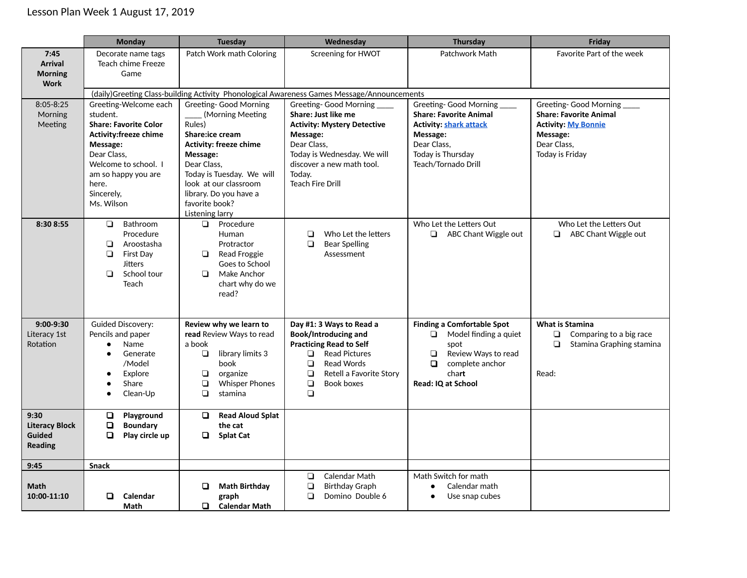Lesson Plan Week 1 August 17, 2019

| | Monday | Tuesday | Wednesday | Thursday | Friday |
|---|---|---|---|---|---|
| **7:45 Arrival Morning Work** | Decorate name tags<br>Teach chime Freeze Game | Patch Work math Coloring | Screening for HWOT | Patchwork Math | Favorite Part of the week |
| | (daily)Greeting Class-building Activity Phonological Awareness Games Message/Announcements | | | | |
| 8:05-8:25 Morning Meeting | Greeting-Welcome each student.<br>**Share: Favorite Color**<br>**Activity:freeze chime**<br>**Message:**<br>Dear Class,<br>Welcome to school. I am so happy you are here.<br>Sincerely,<br>Ms. Wilson | Greeting- Good Morning ____ (Morning Meeting Rules)<br>**Share:ice cream**<br>**Activity: freeze chime**<br>**Message:**<br>Dear Class,<br>Today is Tuesday. We will look at our classroom library. Do you have a favorite book?<br>Listening larry | Greeting- Good Morning ____<br>**Share: Just like me**<br>**Activity: Mystery Detective**<br>**Message:**<br>Dear Class,<br>Today is Wednesday. We will discover a new math tool. Today.<br>Teach Fire Drill | Greeting- Good Morning ____<br>**Share: Favorite Animal**<br>**Activity: shark attack**<br>**Message:**<br>Dear Class,<br>Today is Thursday<br>Teach/Tornado Drill | Greeting- Good Morning ____<br>**Share: Favorite Animal**<br>**Activity: My Bonnie**<br>**Message:**<br>Dear Class,<br>Today is Friday |
| **8:30 8:55** | ❑ Bathroom Procedure<br>❑ Aroostasha<br>❑ First Day Jitters<br>❑ School tour Teach | ❑ Procedure Human Protractor<br>❑ Read Froggie Goes to School<br>❑ Make Anchor chart why do we read? | ❑ Who Let the letters<br>❑ Bear Spelling Assessment | Who Let the Letters Out<br>❑ ABC Chant Wiggle out | Who Let the Letters Out<br>❑ ABC Chant Wiggle out |
| **9:00-9:30** Literacy 1st Rotation | Guided Discovery: Pencils and paper<br>• Name<br>• Generate /Model<br>• Explore<br>• Share<br>• Clean-Up | **Review why we learn to read** Review Ways to read a book<br>❑ library limits 3 book<br>❑ organize<br>❑ Whisper Phones<br>❑ stamina | **Day #1: 3 Ways to Read a Book/Introducing and Practicing Read to Self**<br>❑ Read Pictures<br>❑ Read Words<br>❑ Retell a Favorite Story<br>❑ Book boxes<br>❑ | **Finding a Comfortable Spot**<br>❑ Model finding a quiet spot<br>❑ Review Ways to read<br>❑ complete anchor chart<br>**Read: IQ at School** | **What is Stamina**<br>❑ Comparing to a big race<br>❑ Stamina Graphing stamina<br><br>Read: |
| **9:30 Literacy Block Guided Reading** | ❑ **Playground**<br>❑ **Boundary**<br>❑ **Play circle up** | ❑ **Read Aloud Splat the cat**<br>❑ **Splat Cat** | | | |
| **9:45** | **Snack** | | | | |
| **Math 10:00-11:10** | ❑ **Calendar Math** | ❑ **Math Birthday graph**<br>❑ **Calendar Math** | ❑ Calendar Math<br>❑ Birthday Graph<br>❑ Domino Double 6 | Math Switch for math<br>• Calendar math<br>• Use snap cubes | |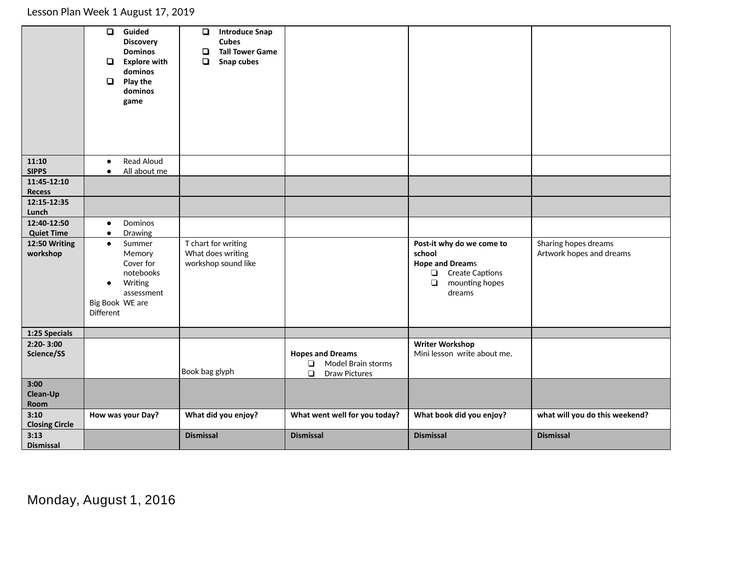Lesson Plan Week 1 August 17, 2019

| | | | | | |
|---|---|---|---|---|---|
| | ❑ Guided Discovery Dominos<br>❑ Explore with dominos<br>❑ Play the dominos game | ❑ Introduce Snap Cubes<br>❑ Tall Tower Game<br>❑ Snap cubes | | | |
| **11:10 SIPPS** | • Read Aloud<br>• All about me | | | | |
| **11:45-12:10 Recess** | | | | | |
| **12:15-12:35 Lunch** | | | | | |
| **12:40-12:50 Quiet Time** | • Dominos<br>• Drawing | | | | |
| **12:50 Writing workshop** | • Summer Memory Cover for notebooks<br>• Writing assessment<br>Big Book WE are Different | T chart for writing<br>What does writing workshop sound like | | **Post-it why do we come to school**<br>**Hope and Dream**s<br>❑ Create Captions<br>❑ mounting hopes dreams | Sharing hopes dreams<br>Artwork hopes and dreams |
| **1:25 Specials** | | | | | |
| **2:20- 3:00 Science/SS** | | Book bag glyph | **Hopes and Dreams**<br>❑ Model Brain storms<br>❑ Draw Pictures | **Writer Workshop**<br>Mini lesson write about me. | |
| **3:00 Clean-Up Room** | | | | | |
| **3:10 Closing Circle** | **How was your Day?** | **What did you enjoy?** | **What went well for you today?** | **What book did you enjoy?** | **what will you do this weekend?** |
| **3:13 Dismissal** | | **Dismissal** | **Dismissal** | **Dismissal** | **Dismissal** |

Monday, August 1, 2016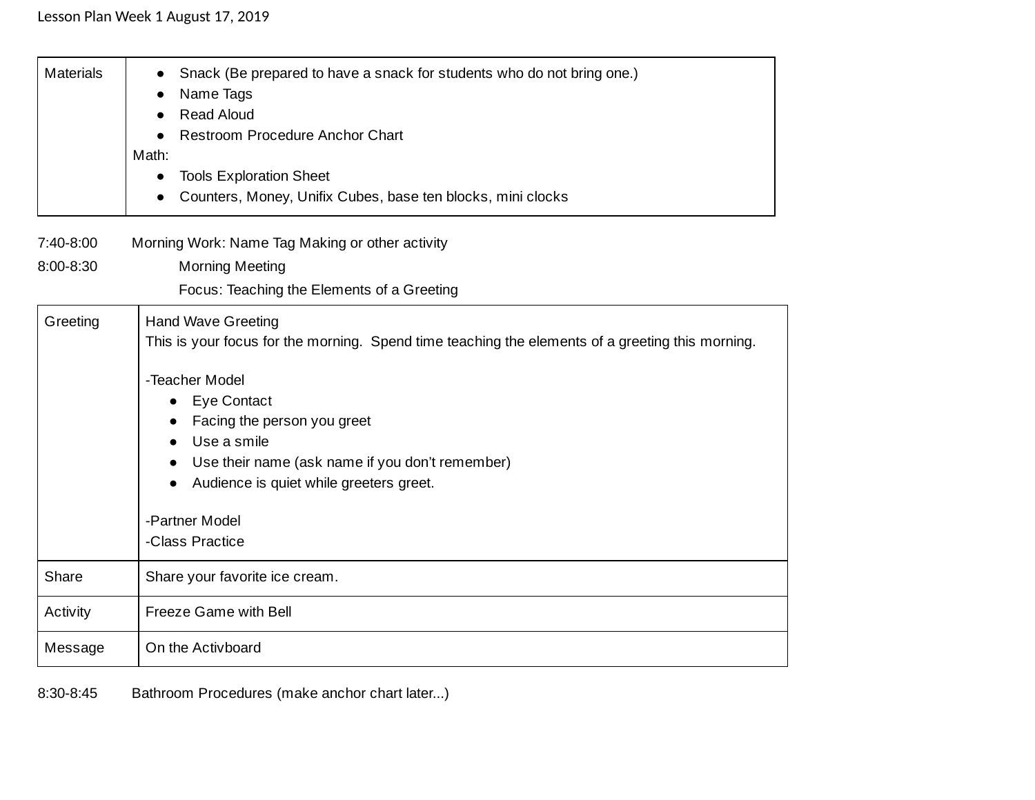Lesson Plan Week 1 August 17, 2019

| Materials | <ul><li>Snack (Be prepared to have a snack for students who do not bring one.)</li><li>Name Tags</li><li>Read Aloud</li><li>Restroom Procedure Anchor Chart</li></ul>Math:<ul><li>Tools Exploration Sheet</li><li>Counters, Money, Unifix Cubes, base ten blocks, mini clocks</li></ul> |
|---|---|

7:40-8:00 Morning Work: Name Tag Making or other activity

8:00-8:30 Morning Meeting

Focus: Teaching the Elements of a Greeting

| Greeting | Hand Wave Greeting<br>This is your focus for the morning. Spend time teaching the elements of a greeting this morning.<br><br>-Teacher Model<ul><li>Eye Contact</li><li>Facing the person you greet</li><li>Use a smile</li><li>Use their name (ask name if you don't remember)</li><li>Audience is quiet while greeters greet.</li></ul>-Partner Model<br>-Class Practice |
|---|---|
| Share | Share your favorite ice cream. |
| Activity | Freeze Game with Bell |
| Message | On the Activboard |

8:30-8:45 Bathroom Procedures (make anchor chart later...)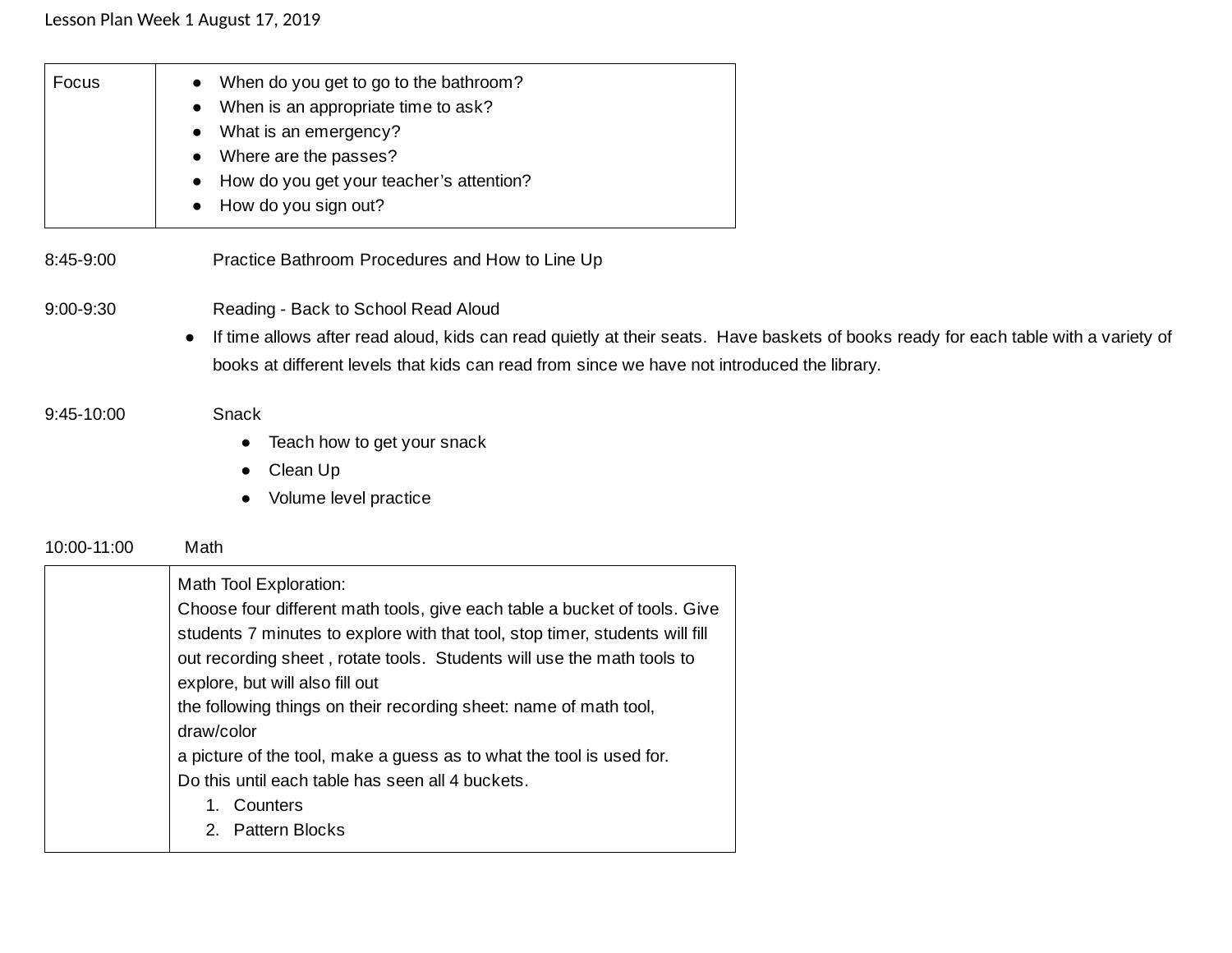Lesson Plan Week 1 August 17, 2019

| Focus | • When do you get to go to the bathroom?<br>• When is an appropriate time to ask?<br>• What is an emergency?<br>• Where are the passes?<br>• How do you get your teacher's attention?<br>• How do you sign out? |
|---|---|

8:45-9:00 Practice Bathroom Procedures and How to Line Up

9:00-9:30 Reading - Back to School Read Aloud

- If time allows after read aloud, kids can read quietly at their seats. Have baskets of books ready for each table with a variety of books at different levels that kids can read from since we have not introduced the library.

9:45-10:00 Snack

- Teach how to get your snack
- Clean Up
- Volume level practice

10:00-11:00 Math

| | Math Tool Exploration:<br>Choose four different math tools, give each table a bucket of tools. Give students 7 minutes to explore with that tool, stop timer, students will fill out recording sheet , rotate tools. Students will use the math tools to explore, but will also fill out<br>the following things on their recording sheet: name of math tool, draw/color<br>a picture of the tool, make a guess as to what the tool is used for.<br>Do this until each table has seen all 4 buckets.<br>1. Counters<br>2. Pattern Blocks |
|---|---|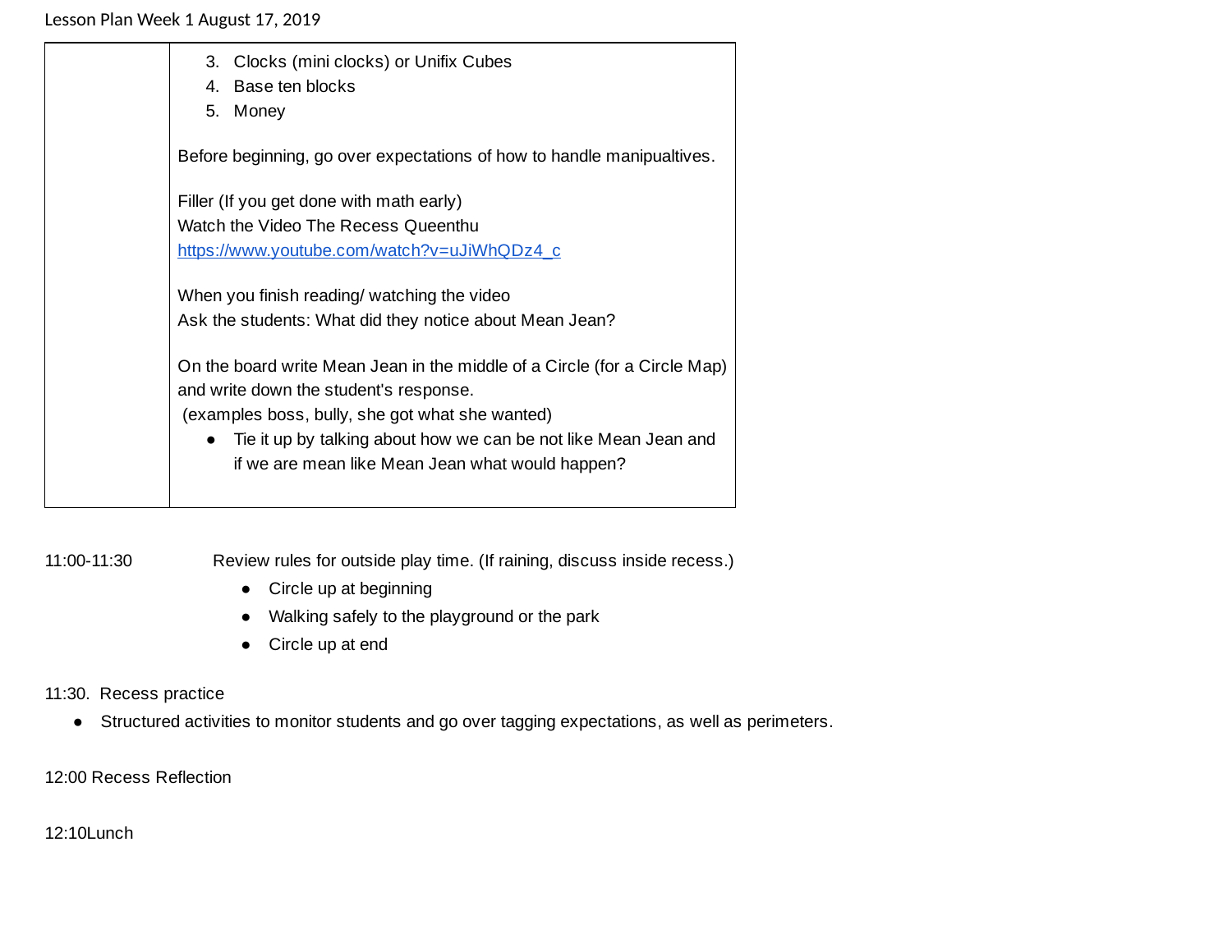Lesson Plan Week 1 August 17, 2019

| | |
|---|---|
| | 3. Clocks (mini clocks) or Unifix Cubes<br>4. Base ten blocks<br>5. Money<br><br>Before beginning, go over expectations of how to handle manipualtives.<br><br>Filler (If you get done with math early)<br>Watch the Video The Recess Queenthu<br>https://www.youtube.com/watch?v=uJiWhQDz4_c<br><br>When you finish reading/ watching the video<br>Ask the students: What did they notice about Mean Jean?<br><br>On the board write Mean Jean in the middle of a Circle (for a Circle Map) and write down the student's response.<br>(examples boss, bully, she got what she wanted)<br>● Tie it up by talking about how we can be not like Mean Jean and if we are mean like Mean Jean what would happen? |

11:00-11:30 Review rules for outside play time. (If raining, discuss inside recess.)

- Circle up at beginning
- Walking safely to the playground or the park
- Circle up at end

11:30. Recess practice

- Structured activities to monitor students and go over tagging expectations, as well as perimeters.

12:00 Recess Reflection

12:10Lunch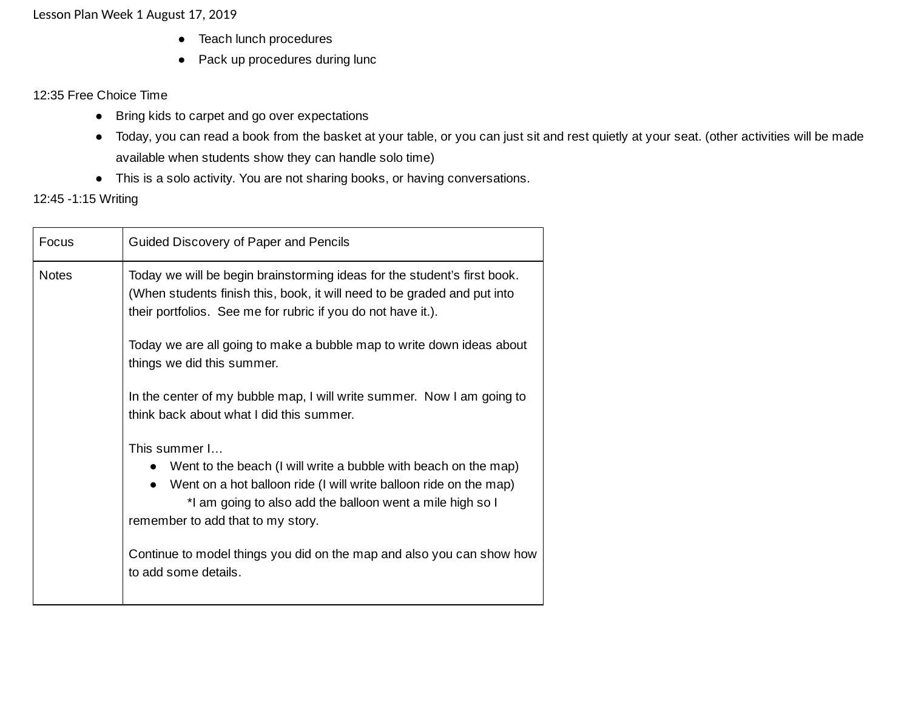- Teach lunch procedures
- Pack up procedures during lunc

12:35 Free Choice Time

- Bring kids to carpet and go over expectations
- Today, you can read a book from the basket at your table, or you can just sit and rest quietly at your seat. (other activities will be made available when students show they can handle solo time)
- This is a solo activity. You are not sharing books, or having conversations.

12:45 -1:15 Writing

| Focus | Guided Discovery of Paper and Pencils |
| --- | --- |
| Notes | Today we will be begin brainstorming ideas for the student's first book. (When students finish this, book, it will need to be graded and put into their portfolios. See me for rubric if you do not have it.).<br><br>Today we are all going to make a bubble map to write down ideas about things we did this summer.<br><br>In the center of my bubble map, I will write summer. Now I am going to think back about what I did this summer.<br><br>This summer I…<br>● Went to the beach (I will write a bubble with beach on the map)<br>● Went on a hot balloon ride (I will write balloon ride on the map)<br>*I am going to also add the balloon went a mile high so I remember to add that to my story.<br><br>Continue to model things you did on the map and also you can show how to add some details. |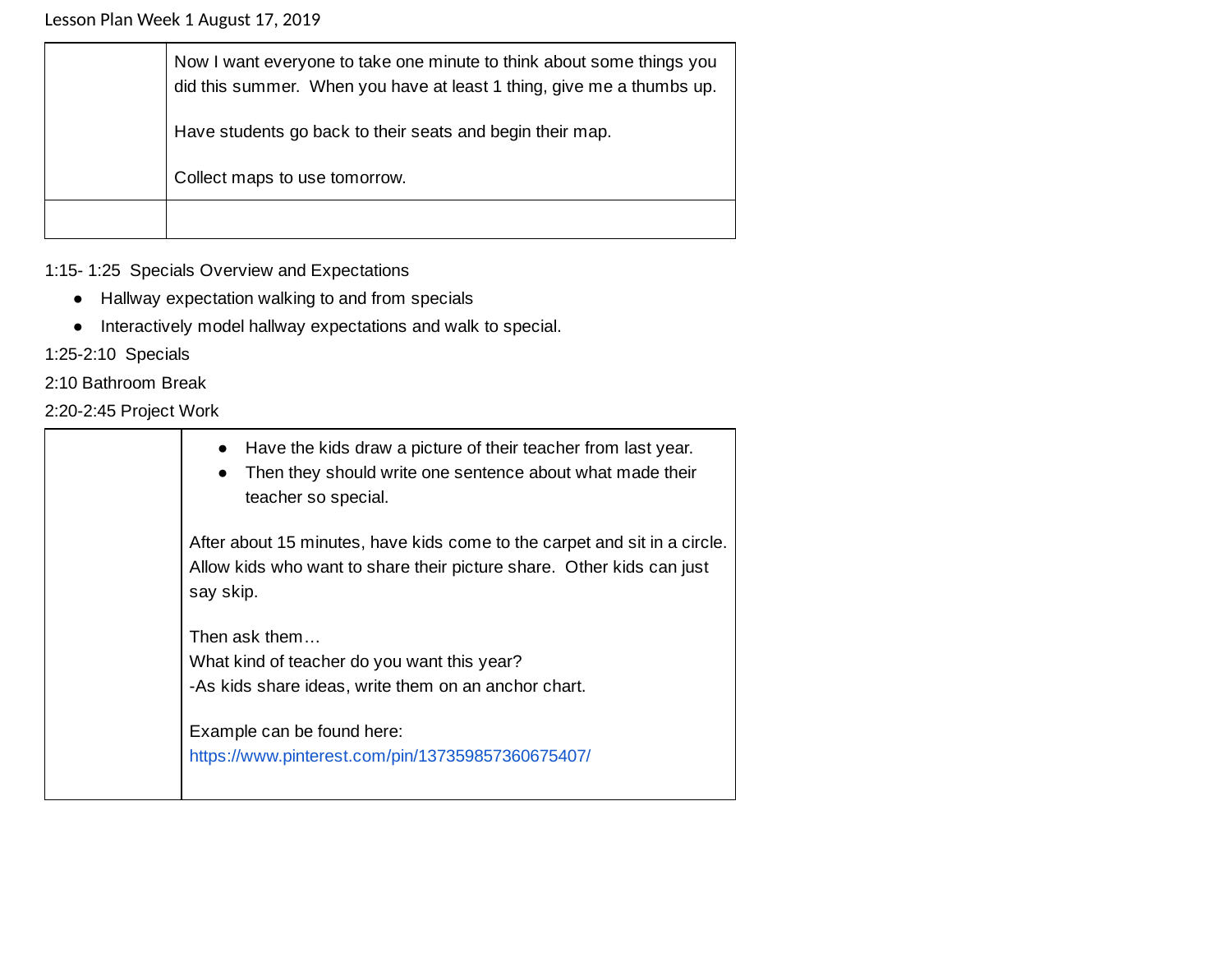Lesson Plan Week 1 August 17, 2019

| | |
|---|---|
| | Now I want everyone to take one minute to think about some things you did this summer. When you have at least 1 thing, give me a thumbs up.<br><br>Have students go back to their seats and begin their map.<br><br>Collect maps to use tomorrow. |
| | |

1:15- 1:25 Specials Overview and Expectations

- Hallway expectation walking to and from specials
- Interactively model hallway expectations and walk to special.

1:25-2:10 Specials

2:10 Bathroom Break

2:20-2:45 Project Work

| | |
|---|---|
| | • Have the kids draw a picture of their teacher from last year.<br>• Then they should write one sentence about what made their teacher so special.<br><br>After about 15 minutes, have kids come to the carpet and sit in a circle. Allow kids who want to share their picture share. Other kids can just say skip.<br><br>Then ask them…<br>What kind of teacher do you want this year?<br>-As kids share ideas, write them on an anchor chart.<br><br>Example can be found here:<br>https://www.pinterest.com/pin/137359857360675407/ |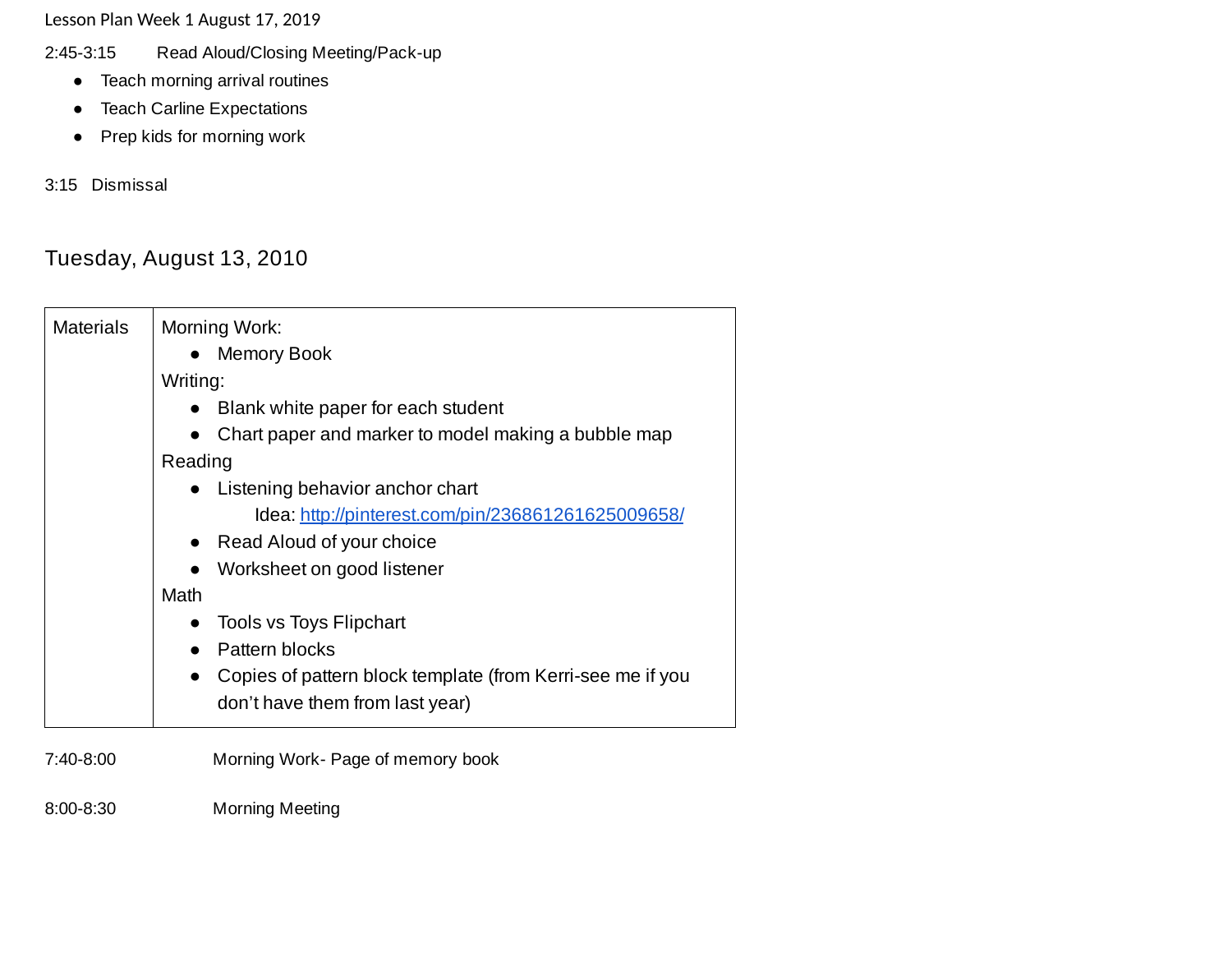2:45-3:15 Read Aloud/Closing Meeting/Pack-up

- Teach morning arrival routines
- Teach Carline Expectations
- Prep kids for morning work

3:15 Dismissal

## Tuesday, August 13, 2010

| Materials | Morning Work:<br>• Memory Book<br>Writing:<br>• Blank white paper for each student<br>• Chart paper and marker to model making a bubble map<br>Reading<br>• Listening behavior anchor chart<br>Idea: http://pinterest.com/pin/236861261625009658/<br>• Read Aloud of your choice<br>• Worksheet on good listener<br>Math<br>• Tools vs Toys Flipchart<br>• Pattern blocks<br>• Copies of pattern block template (from Kerri-see me if you don't have them from last year) |
|---|---|

7:40-8:00 Morning Work- Page of memory book

8:00-8:30 Morning Meeting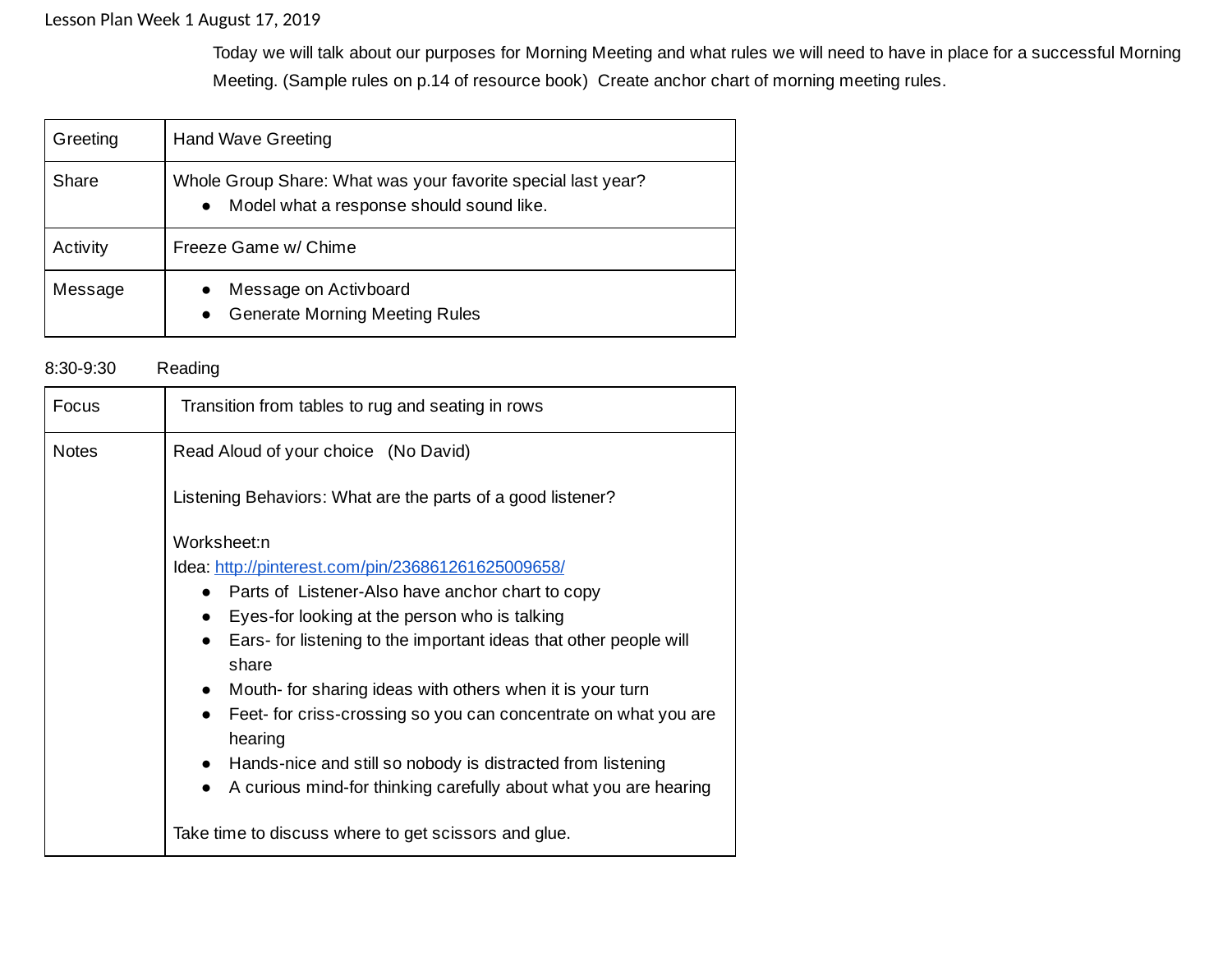Lesson Plan Week 1 August 17, 2019

Today we will talk about our purposes for Morning Meeting and what rules we will need to have in place for a successful Morning Meeting. (Sample rules on p.14 of resource book) Create anchor chart of morning meeting rules.

| Greeting | Hand Wave Greeting |
|---|---|
| Share | Whole Group Share: What was your favorite special last year?<br>• Model what a response should sound like. |
| Activity | Freeze Game w/ Chime |
| Message | • Message on Activboard<br>• Generate Morning Meeting Rules |

8:30-9:30 Reading

| Focus | Transition from tables to rug and seating in rows |
|---|---|
| Notes | Read Aloud of your choice (No David)<br><br>Listening Behaviors: What are the parts of a good listener?<br><br>Worksheet:n<br>Idea: http://pinterest.com/pin/236861261625009658/<br>• Parts of Listener-Also have anchor chart to copy<br>• Eyes-for looking at the person who is talking<br>• Ears- for listening to the important ideas that other people will share<br>• Mouth- for sharing ideas with others when it is your turn<br>• Feet- for criss-crossing so you can concentrate on what you are hearing<br>• Hands-nice and still so nobody is distracted from listening<br>• A curious mind-for thinking carefully about what you are hearing<br><br>Take time to discuss where to get scissors and glue. |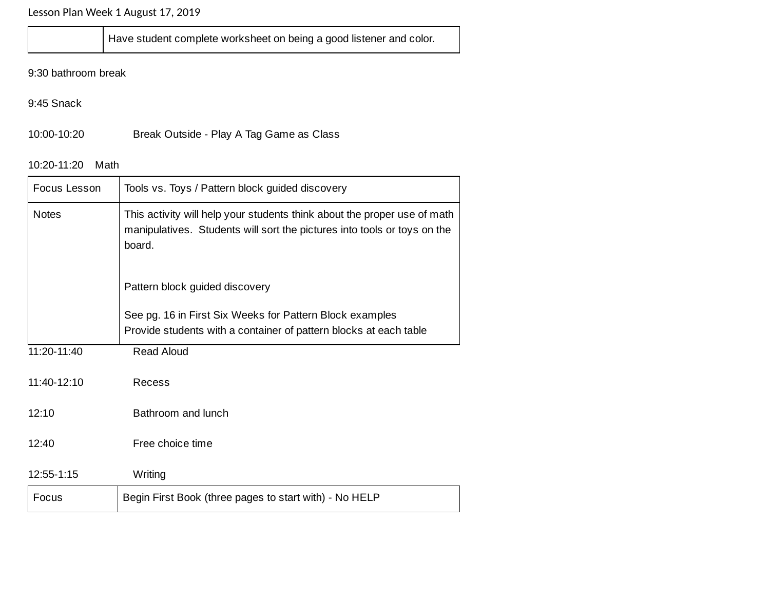Lesson Plan Week 1 August 17, 2019

| | |
|---|---|
| | Have student complete worksheet on being a good listener and color. |

9:30 bathroom break

9:45 Snack

10:00-10:20 Break Outside - Play A Tag Game as Class

10:20-11:20 Math

| Focus Lesson | Tools vs. Toys / Pattern block guided discovery |
|---|---|
| Notes | This activity will help your students think about the proper use of math manipulatives. Students will sort the pictures into tools or toys on the board.<br><br>Pattern block guided discovery<br><br>See pg. 16 in First Six Weeks for Pattern Block examples<br>Provide students with a container of pattern blocks at each table |

11:20-11:40 Read Aloud

11:40-12:10 Recess

12:10 Bathroom and lunch

12:40 Free choice time

12:55-1:15 Writing

| Focus | Begin First Book (three pages to start with) - No HELP |
|---|---|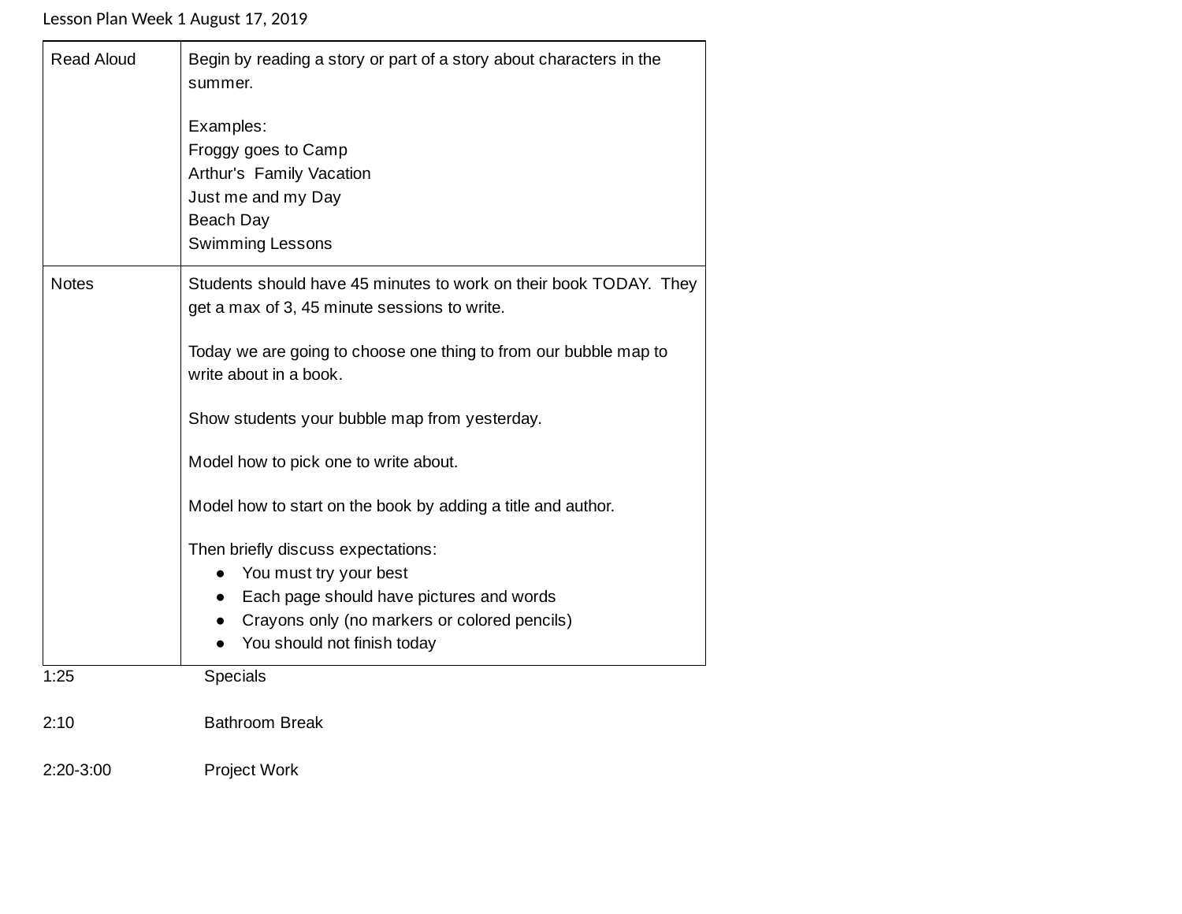Lesson Plan Week 1 August 17, 2019

| Read Aloud | Begin by reading a story or part of a story about characters in the summer.<br><br>Examples:<br>Froggy goes to Camp<br>Arthur's  Family Vacation<br>Just me and my Day<br>Beach Day<br>Swimming Lessons |
|---|---|
| Notes | Students should have 45 minutes to work on their book TODAY.  They get a max of 3, 45 minute sessions to write.<br><br>Today we are going to choose one thing to from our bubble map to write about in a book.<br><br>Show students your bubble map from yesterday.<br><br>Model how to pick one to write about.<br><br>Model how to start on the book by adding a title and author.<br><br>Then briefly discuss expectations:<br>● You must try your best<br>● Each page should have pictures and words<br>● Crayons only (no markers or colored pencils)<br>● You should not finish today |

1:25 Specials

2:10 Bathroom Break

2:20-3:00 Project Work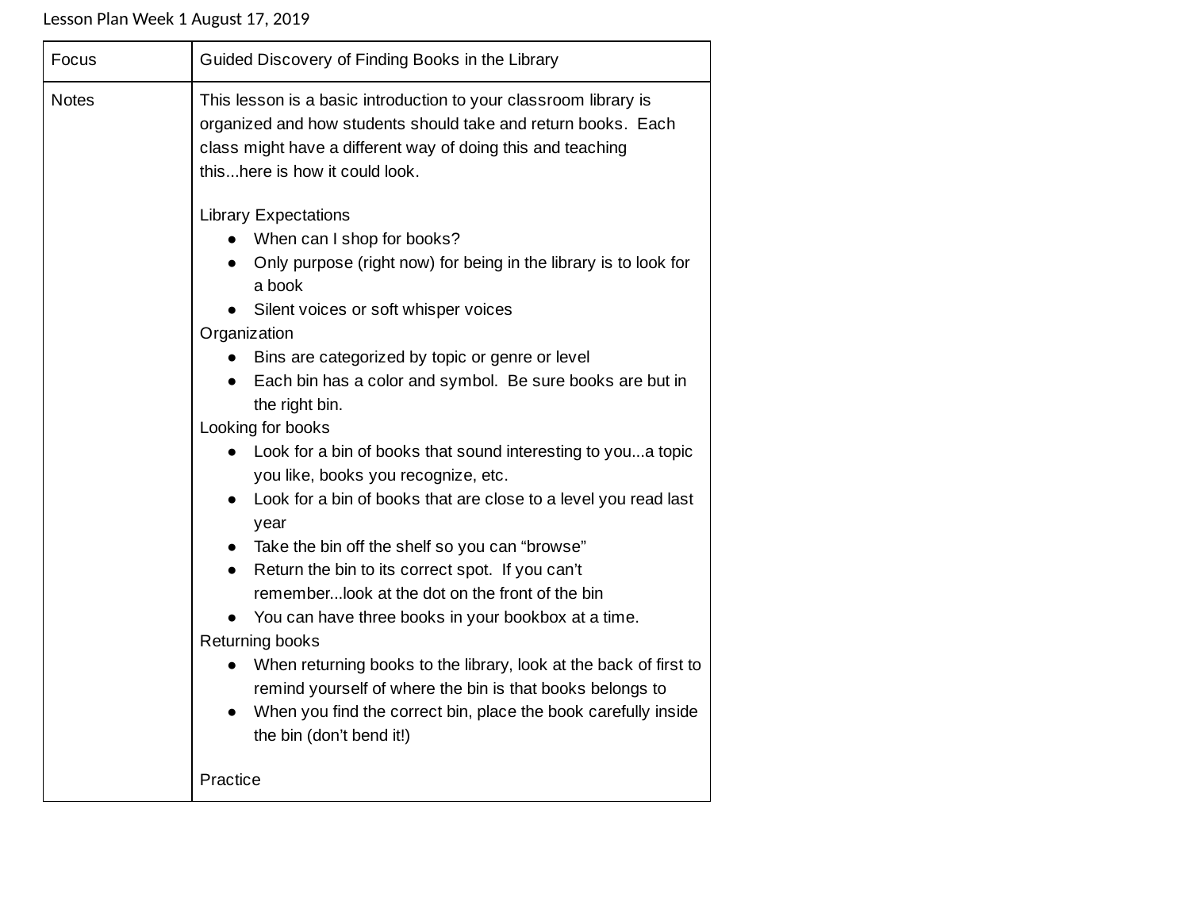Lesson Plan Week 1 August 17, 2019

| Focus | Guided Discovery of Finding Books in the Library |
| --- | --- |
| Notes | This lesson is a basic introduction to your classroom library is organized and how students should take and return books. Each class might have a different way of doing this and teaching this...here is how it could look.<br><br>Library Expectations<br>• When can I shop for books?<br>• Only purpose (right now) for being in the library is to look for a book<br>• Silent voices or soft whisper voices<br>Organization<br>• Bins are categorized by topic or genre or level<br>• Each bin has a color and symbol. Be sure books are but in the right bin.<br>Looking for books<br>• Look for a bin of books that sound interesting to you...a topic you like, books you recognize, etc.<br>• Look for a bin of books that are close to a level you read last year<br>• Take the bin off the shelf so you can "browse"<br>• Return the bin to its correct spot. If you can't remember...look at the dot on the front of the bin<br>• You can have three books in your bookbox at a time.<br>Returning books<br>• When returning books to the library, look at the back of first to remind yourself of where the bin is that books belongs to<br>• When you find the correct bin, place the book carefully inside the bin (don't bend it!)<br><br>Practice |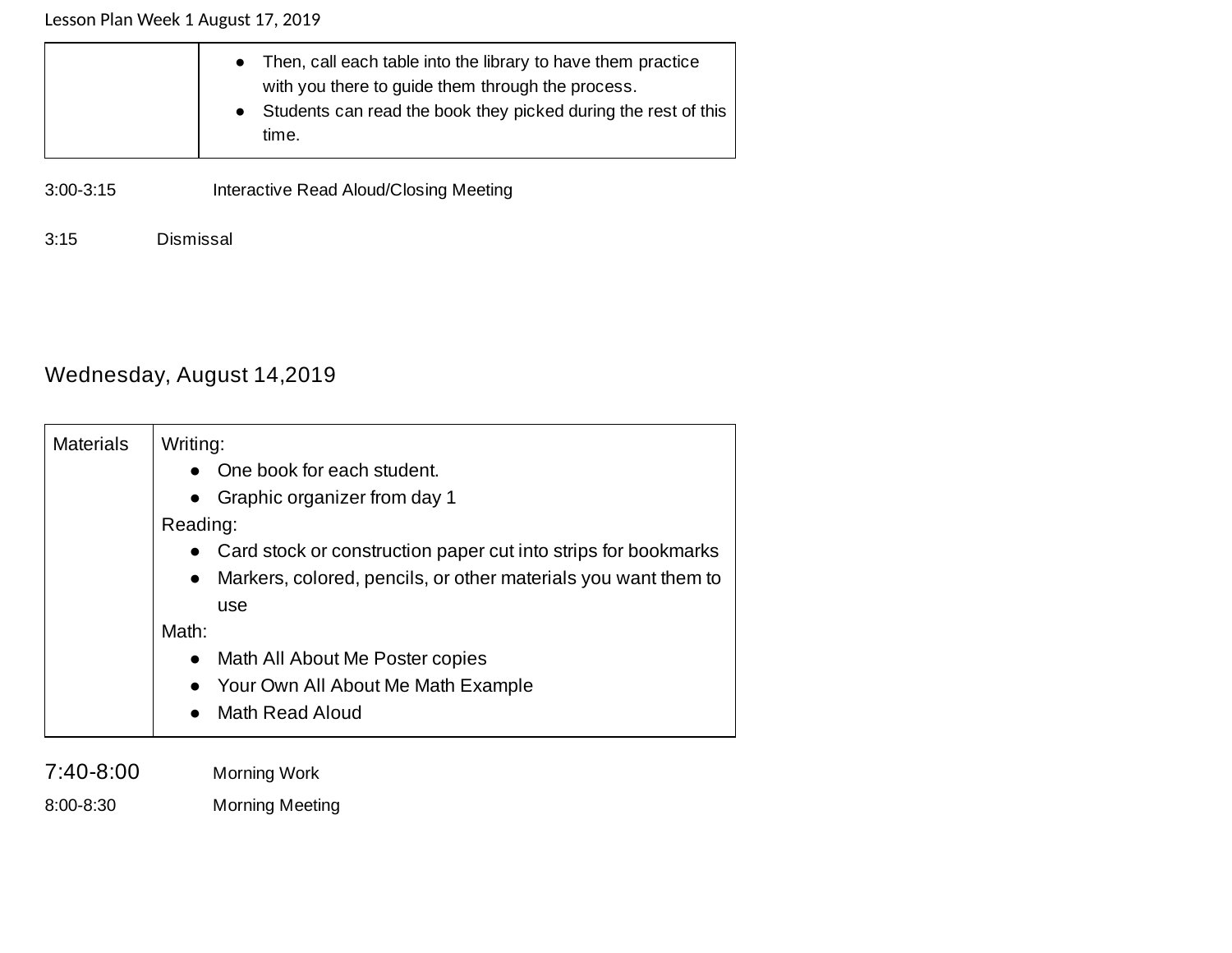|  |  |
|---|---|
|  | • Then, call each table into the library to have them practice with you there to guide them through the process.<br>• Students can read the book they picked during the rest of this time. |

3:00-3:15 Interactive Read Aloud/Closing Meeting

3:15 Dismissal

## Wednesday, August 14,2019

| Materials | Writing:<br>• One book for each student.<br>• Graphic organizer from day 1<br>Reading:<br>• Card stock or construction paper cut into strips for bookmarks<br>• Markers, colored, pencils, or other materials you want them to use<br>Math:<br>• Math All About Me Poster copies<br>• Your Own All About Me Math Example<br>• Math Read Aloud |
|---|---|

7:40-8:00 Morning Work

8:00-8:30 Morning Meeting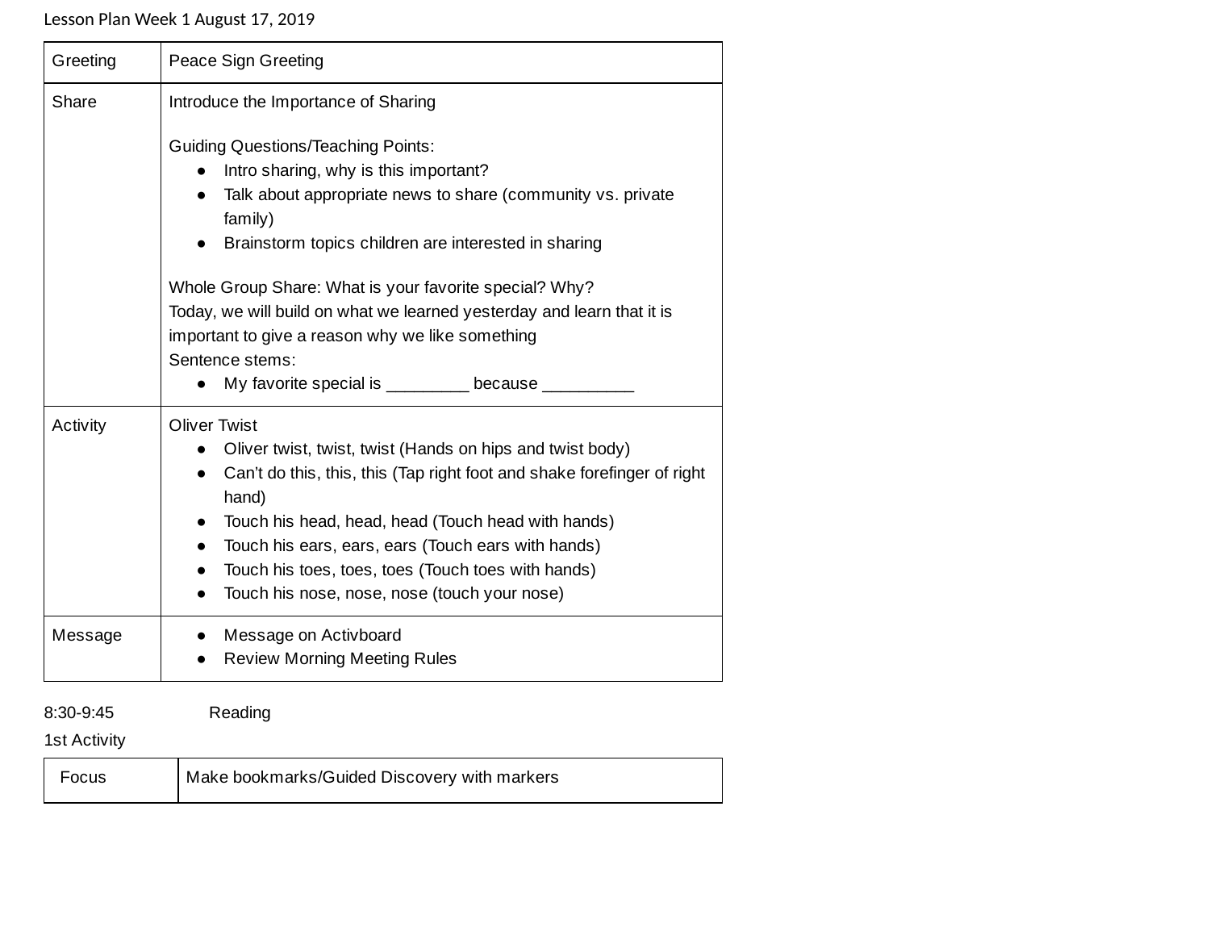Lesson Plan Week 1 August 17, 2019

| Greeting | Peace Sign Greeting |
|---|---|
| Share | Introduce the Importance of Sharing<br><br>Guiding Questions/Teaching Points:<br>• Intro sharing, why is this important?<br>• Talk about appropriate news to share (community vs. private family)<br>• Brainstorm topics children are interested in sharing<br><br>Whole Group Share: What is your favorite special? Why?<br>Today, we will build on what we learned yesterday and learn that it is important to give a reason why we like something<br>Sentence stems:<br>• My favorite special is _________ because __________ |
| Activity | Oliver Twist<br>• Oliver twist, twist, twist (Hands on hips and twist body)<br>• Can't do this, this, this (Tap right foot and shake forefinger of right hand)<br>• Touch his head, head, head (Touch head with hands)<br>• Touch his ears, ears, ears (Touch ears with hands)<br>• Touch his toes, toes, toes (Touch toes with hands)<br>• Touch his nose, nose, nose (touch your nose) |
| Message | • Message on Activboard<br>• Review Morning Meeting Rules |

8:30-9:45 Reading

1st Activity

| Focus | Make bookmarks/Guided Discovery with markers |
|---|---|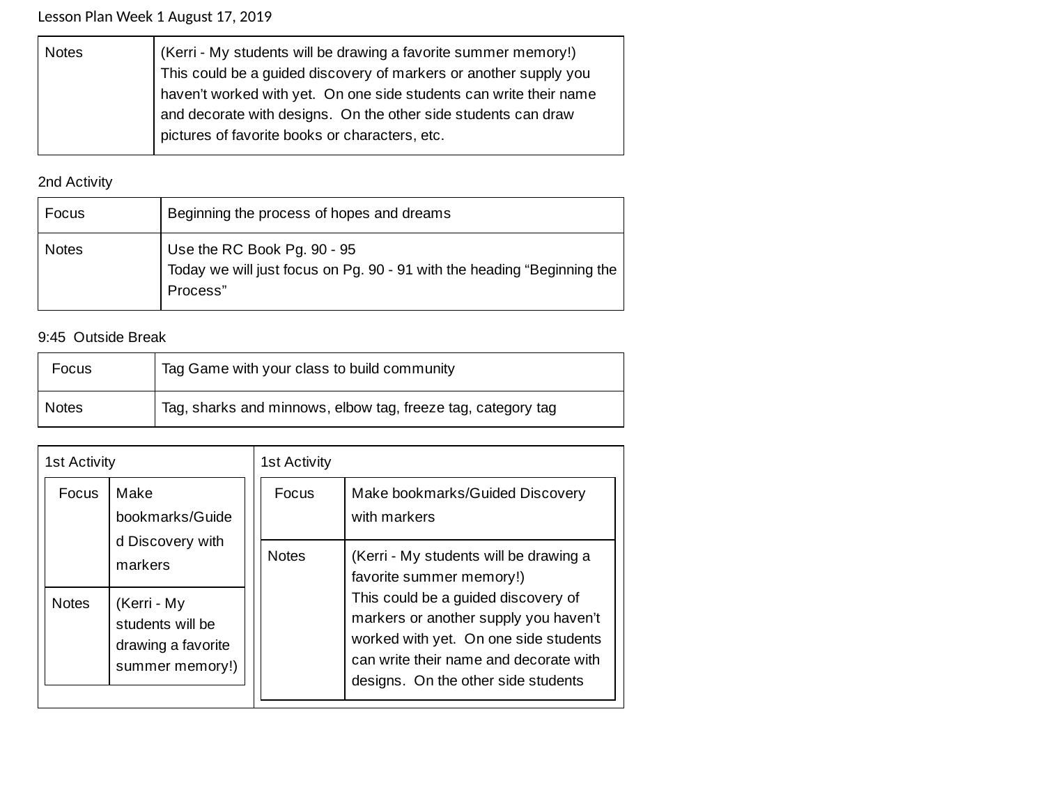Lesson Plan Week 1 August 17, 2019

| Notes | (Kerri - My students will be drawing a favorite summer memory!) This could be a guided discovery of markers or another supply you haven't worked with yet. On one side students can write their name and decorate with designs. On the other side students can draw pictures of favorite books or characters, etc. |
|---|---|

2nd Activity

| Focus | Beginning the process of hopes and dreams |
|---|---|
| Notes | Use the RC Book Pg. 90 - 95<br>Today we will just focus on Pg. 90 - 91 with the heading "Beginning the Process" |

9:45 Outside Break

| Focus | Tag Game with your class to build community |
|---|---|
| Notes | Tag, sharks and minnows, elbow tag, freeze tag, category tag |

1st Activity

| Focus | Make bookmarks/Guided Discovery with markers |
|---|---|
| Notes | (Kerri - My students will be drawing a favorite summer memory!) |

1st Activity

| Focus | Make bookmarks/Guided Discovery with markers |
|---|---|
| Notes | (Kerri - My students will be drawing a favorite summer memory!)<br>This could be a guided discovery of markers or another supply you haven't worked with yet. On one side students can write their name and decorate with designs. On the other side students |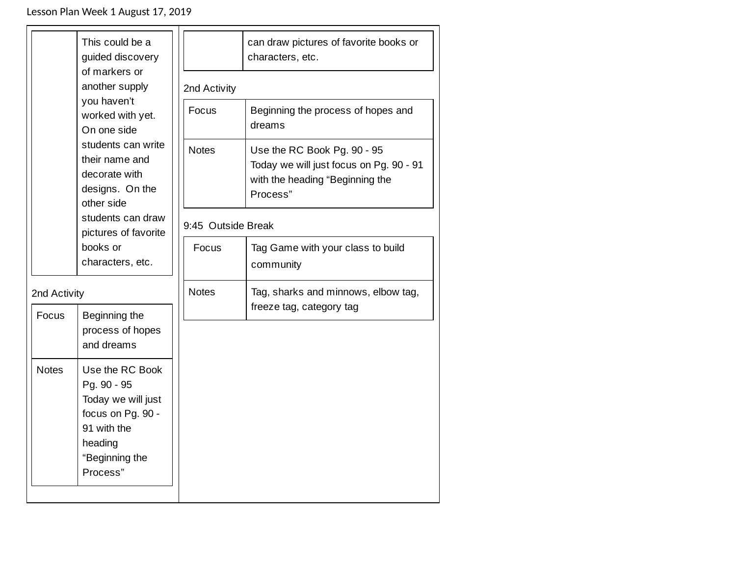Lesson Plan Week 1 August 17, 2019

| | |
|---|---|
| | This could be a guided discovery of markers or another supply you haven't worked with yet. On one side students can write their name and decorate with designs. On the other side students can draw pictures of favorite books or characters, etc. |

2nd Activity

| Focus | Beginning the process of hopes and dreams |
|---|---|
| Notes | Use the RC Book Pg. 90 - 95<br>Today we will just focus on Pg. 90 - 91 with the heading "Beginning the Process" |

| | |
|---|---|
| | can draw pictures of favorite books or characters, etc. |

2nd Activity

| Focus | Beginning the process of hopes and dreams |
|---|---|
| Notes | Use the RC Book Pg. 90 - 95<br>Today we will just focus on Pg. 90 - 91 with the heading "Beginning the Process" |

9:45 Outside Break

| Focus | Tag Game with your class to build community |
|---|---|
| Notes | Tag, sharks and minnows, elbow tag, freeze tag, category tag |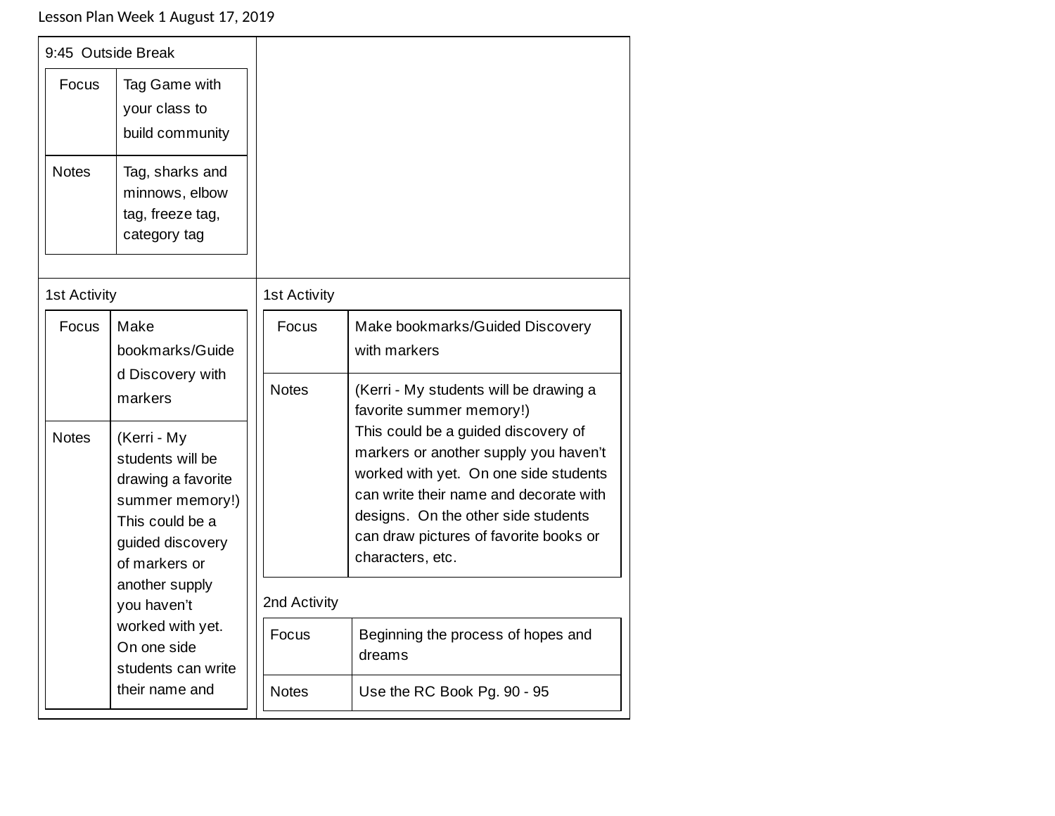Lesson Plan Week 1 August 17, 2019

9:45 Outside Break

| Focus | Tag Game with your class to build community |
| --- | --- |
| Notes | Tag, sharks and minnows, elbow tag, freeze tag, category tag |

1st Activity

| Focus | Make bookmarks/Guided Discovery with markers |
| --- | --- |
| Notes | (Kerri - My students will be drawing a favorite summer memory!) This could be a guided discovery of markers or another supply you haven't worked with yet. On one side students can write their name and |

1st Activity

| Focus | Make bookmarks/Guided Discovery with markers |
| --- | --- |
| Notes | (Kerri - My students will be drawing a favorite summer memory!) This could be a guided discovery of markers or another supply you haven't worked with yet. On one side students can write their name and decorate with designs. On the other side students can draw pictures of favorite books or characters, etc. |

2nd Activity

| Focus | Beginning the process of hopes and dreams |
| --- | --- |
| Notes | Use the RC Book Pg. 90 - 95 |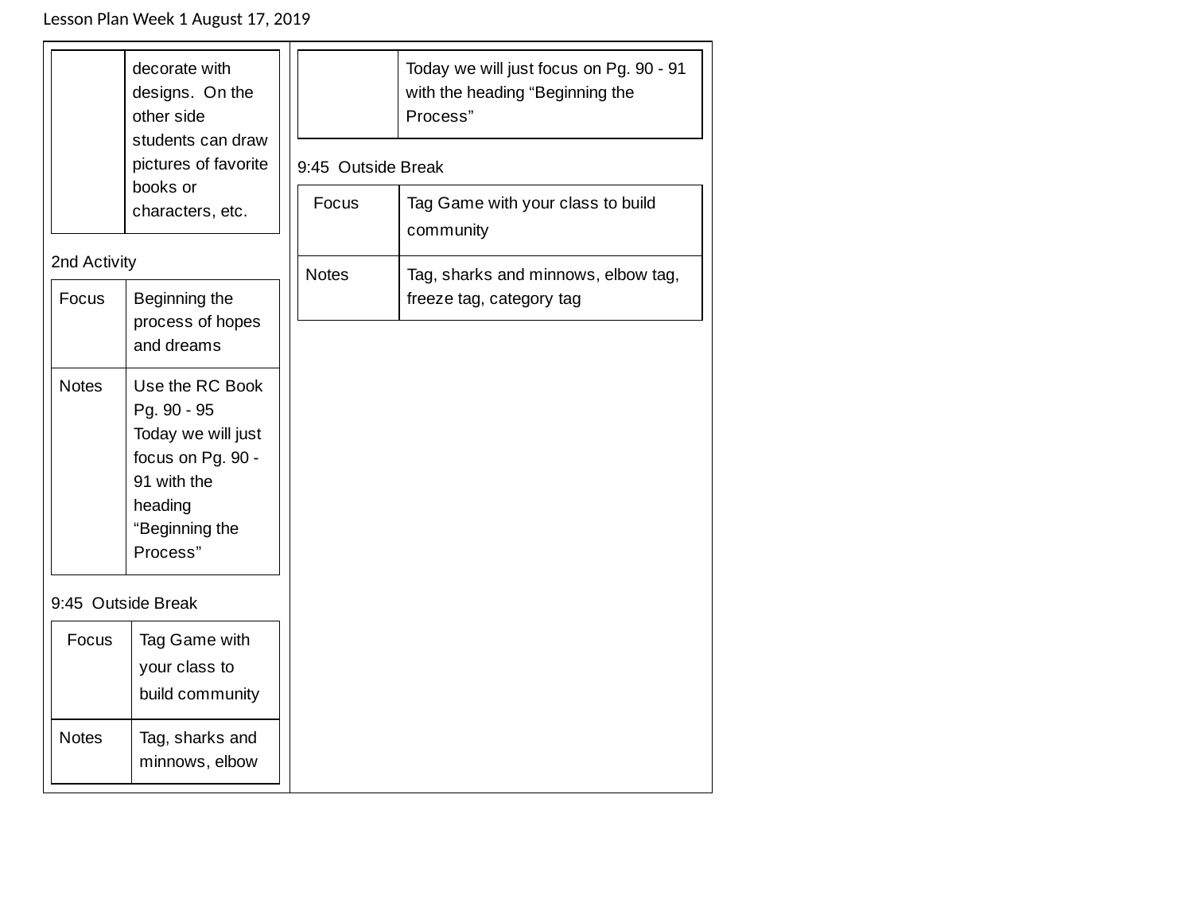Lesson Plan Week 1 August 17, 2019

| | |
|---|---|
| | decorate with designs. On the other side students can draw pictures of favorite books or characters, etc. |

2nd Activity

| | |
|---|---|
| Focus | Beginning the process of hopes and dreams |
| Notes | Use the RC Book Pg. 90 - 95 Today we will just focus on Pg. 90 - 91 with the heading “Beginning the Process” |

9:45 Outside Break

| | |
|---|---|
| Focus | Tag Game with your class to build community |
| Notes | Tag, sharks and minnows, elbow |

| | |
|---|---|
| | Today we will just focus on Pg. 90 - 91 with the heading “Beginning the Process” |

9:45 Outside Break

| | |
|---|---|
| Focus | Tag Game with your class to build community |
| Notes | Tag, sharks and minnows, elbow tag, freeze tag, category tag |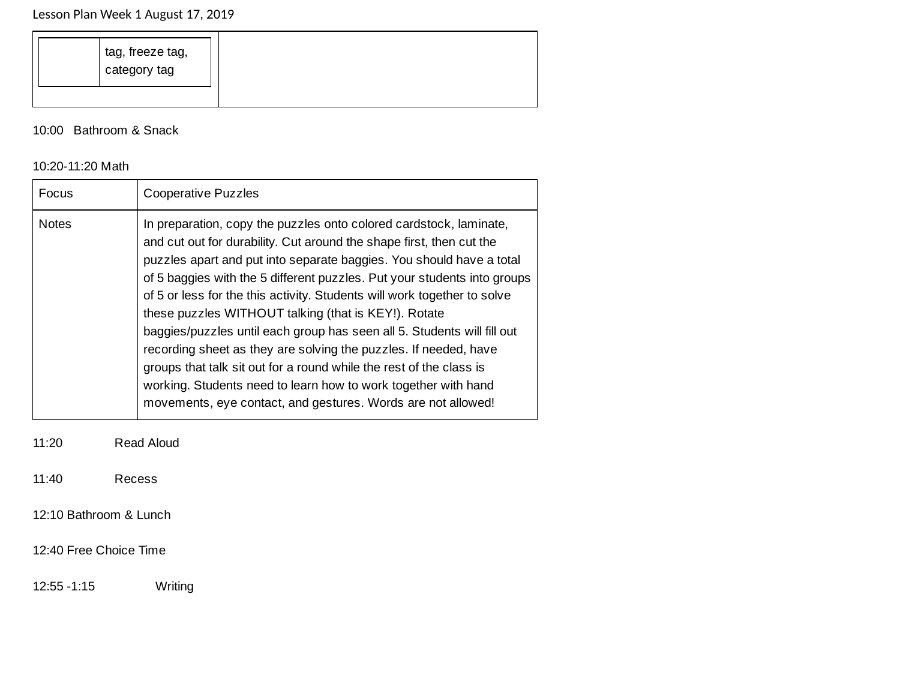Lesson Plan Week 1 August 17, 2019

| | tag, freeze tag, category tag | |
|---|---|---|

10:00 Bathroom & Snack

10:20-11:20 Math

| Focus | Cooperative Puzzles |
|---|---|
| Notes | In preparation, copy the puzzles onto colored cardstock, laminate, and cut out for durability. Cut around the shape first, then cut the puzzles apart and put into separate baggies. You should have a total of 5 baggies with the 5 different puzzles. Put your students into groups of 5 or less for the this activity. Students will work together to solve these puzzles WITHOUT talking (that is KEY!). Rotate baggies/puzzles until each group has seen all 5. Students will fill out recording sheet as they are solving the puzzles. If needed, have groups that talk sit out for a round while the rest of the class is working. Students need to learn how to work together with hand movements, eye contact, and gestures. Words are not allowed! |

11:20 Read Aloud

11:40 Recess

12:10 Bathroom & Lunch

12:40 Free Choice Time

12:55 -1:15 Writing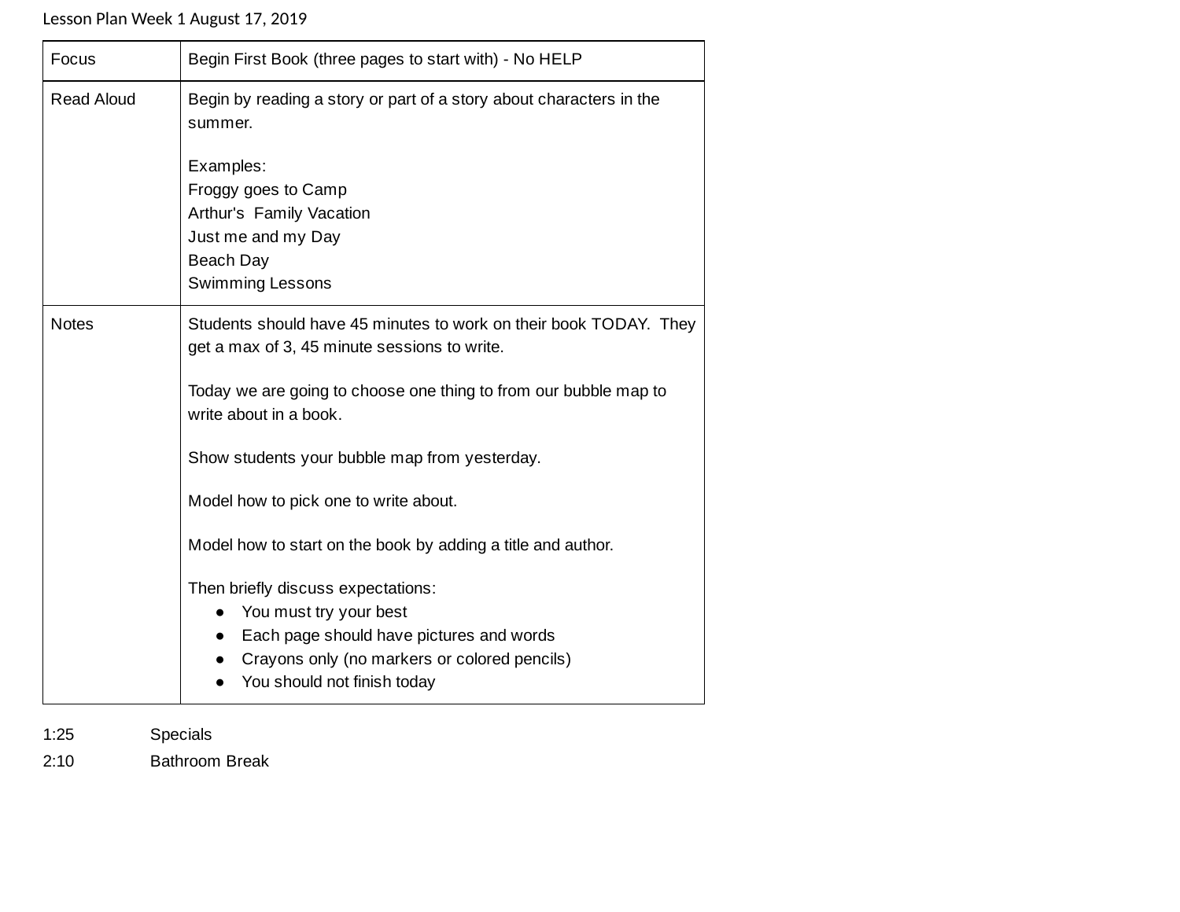Lesson Plan Week 1 August 17, 2019

| Focus | Begin First Book (three pages to start with) - No HELP |
| --- | --- |
| Read Aloud | Begin by reading a story or part of a story about characters in the summer.<br><br>Examples:<br>Froggy goes to Camp<br>Arthur's  Family Vacation<br>Just me and my Day<br>Beach Day<br>Swimming Lessons |
| Notes | Students should have 45 minutes to work on their book TODAY.  They get a max of 3, 45 minute sessions to write.<br><br>Today we are going to choose one thing to from our bubble map to write about in a book.<br><br>Show students your bubble map from yesterday.<br><br>Model how to pick one to write about.<br><br>Model how to start on the book by adding a title and author.<br><br>Then briefly discuss expectations:<br>• You must try your best<br>• Each page should have pictures and words<br>• Crayons only (no markers or colored pencils)<br>• You should not finish today |

1:25 Specials

2:10 Bathroom Break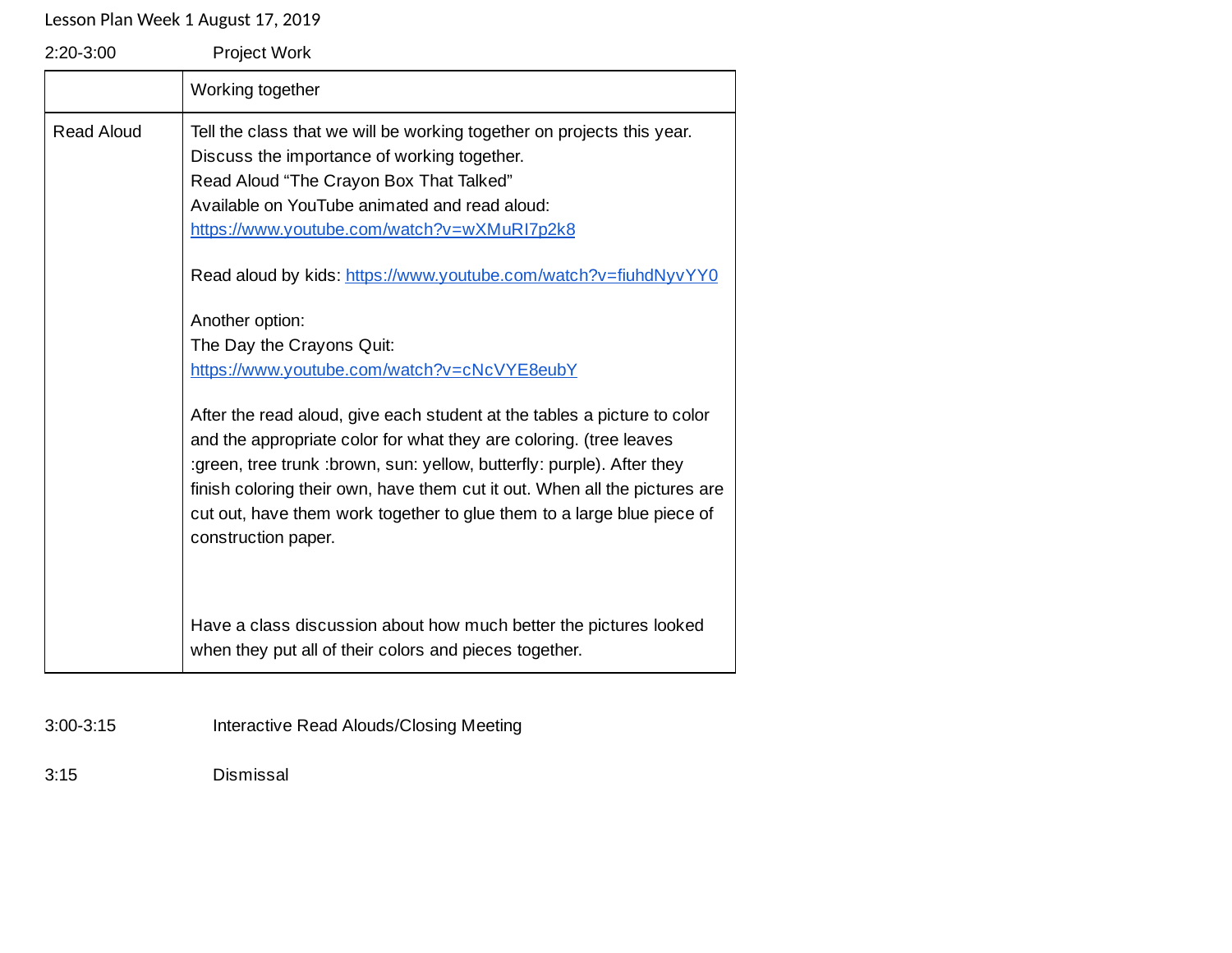Lesson Plan Week 1 August 17, 2019

2:20-3:00 Project Work

| | Working together |
|---|---|
| Read Aloud | Tell the class that we will be working together on projects this year.<br>Discuss the importance of working together.<br>Read Aloud "The Crayon Box That Talked"<br>Available on YouTube animated and read aloud:<br>https://www.youtube.com/watch?v=wXMuRI7p2k8<br><br>Read aloud by kids: https://www.youtube.com/watch?v=fiuhdNyvYY0<br><br>Another option:<br>The Day the Crayons Quit:<br>https://www.youtube.com/watch?v=cNcVYE8eubY<br><br>After the read aloud, give each student at the tables a picture to color and the appropriate color for what they are coloring. (tree leaves :green, tree trunk :brown, sun: yellow, butterfly: purple). After they finish coloring their own, have them cut it out. When all the pictures are cut out, have them work together to glue them to a large blue piece of construction paper.<br><br>Have a class discussion about how much better the pictures looked when they put all of their colors and pieces together. |

3:00-3:15 Interactive Read Alouds/Closing Meeting

3:15 Dismissal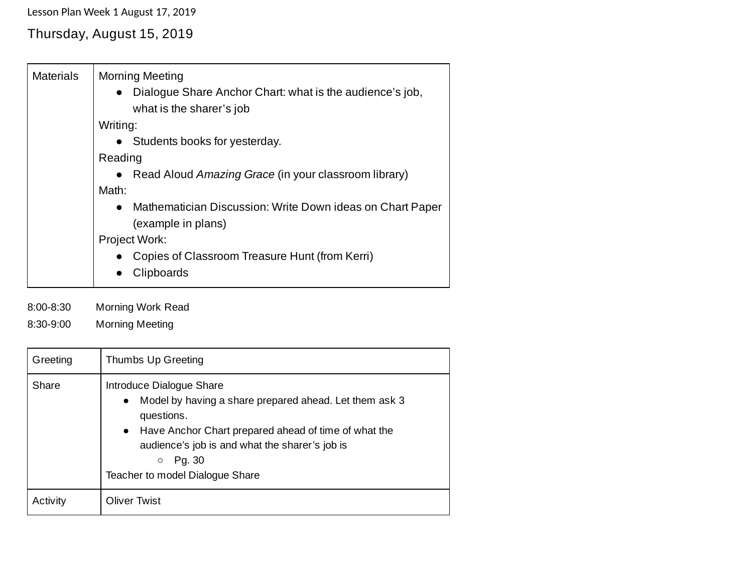Lesson Plan Week 1 August 17, 2019

## Thursday, August 15, 2019

| Materials | Morning Meeting<br>● Dialogue Share Anchor Chart: what is the audience's job, what is the sharer's job<br>Writing:<br>● Students books for yesterday.<br>Reading<br>● Read Aloud *Amazing Grace* (in your classroom library)<br>Math:<br>● Mathematician Discussion: Write Down ideas on Chart Paper (example in plans)<br>Project Work:<br>● Copies of Classroom Treasure Hunt (from Kerri)<br>● Clipboards |
|---|---|

8:00-8:30 Morning Work Read

8:30-9:00 Morning Meeting

| Greeting | Thumbs Up Greeting |
|---|---|
| Share | Introduce Dialogue Share<br>● Model by having a share prepared ahead. Let them ask 3 questions.<br>● Have Anchor Chart prepared ahead of time of what the audience's job is and what the sharer's job is<br>○ Pg. 30<br>Teacher to model Dialogue Share |
| Activity | Oliver Twist |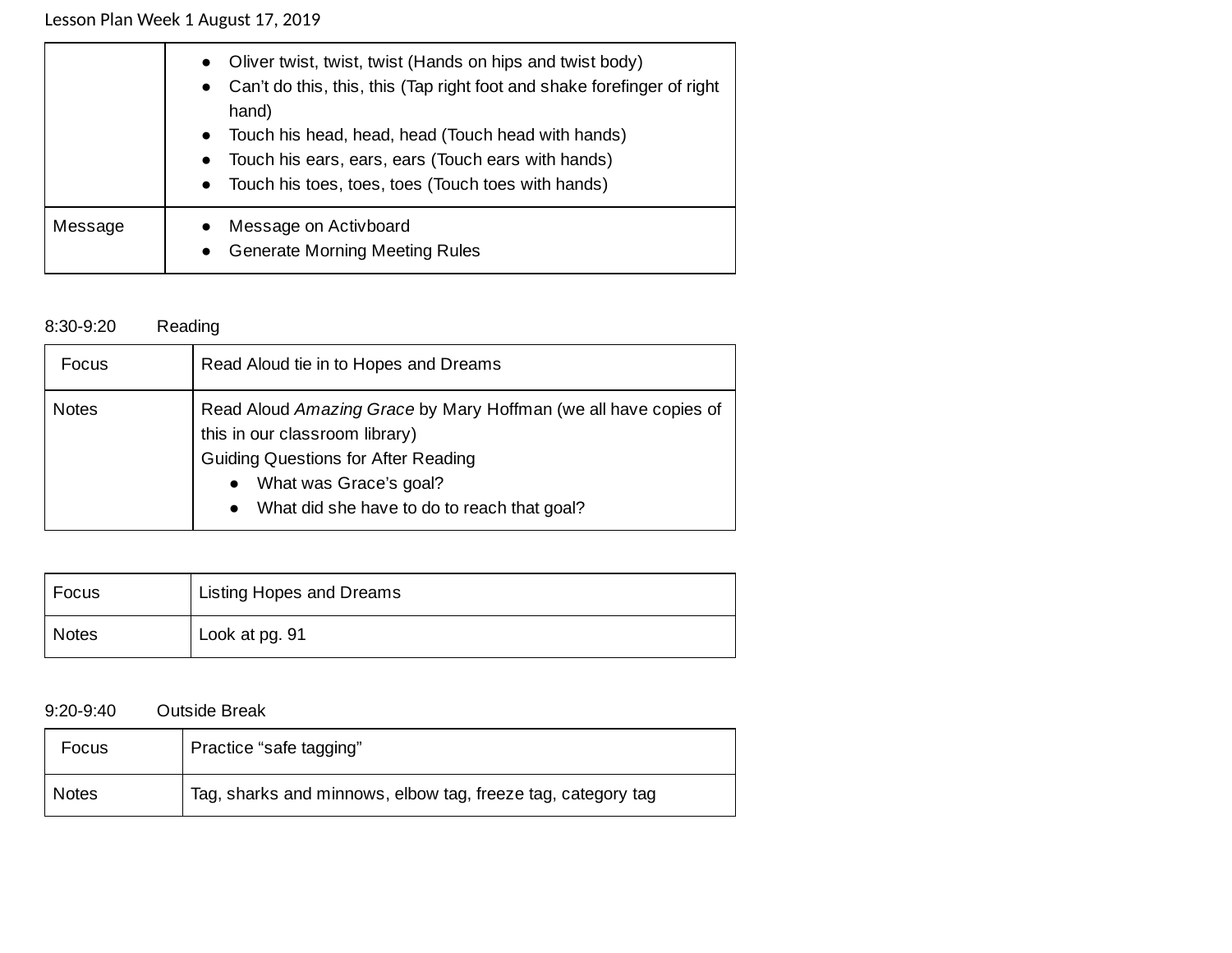Lesson Plan Week 1 August 17, 2019

| | |
|---|---|
| | • Oliver twist, twist, twist (Hands on hips and twist body)<br>• Can't do this, this, this (Tap right foot and shake forefinger of right hand)<br>• Touch his head, head, head (Touch head with hands)<br>• Touch his ears, ears, ears (Touch ears with hands)<br>• Touch his toes, toes, toes (Touch toes with hands) |
| Message | • Message on Activboard<br>• Generate Morning Meeting Rules |

8:30-9:20 Reading

| Focus | Read Aloud tie in to Hopes and Dreams |
|---|---|
| Notes | Read Aloud *Amazing Grace* by Mary Hoffman (we all have copies of this in our classroom library)<br>Guiding Questions for After Reading<br>• What was Grace's goal?<br>• What did she have to do to reach that goal? |

| Focus | Listing Hopes and Dreams |
|---|---|
| Notes | Look at pg. 91 |

9:20-9:40 Outside Break

| Focus | Practice "safe tagging" |
|---|---|
| Notes | Tag, sharks and minnows, elbow tag, freeze tag, category tag |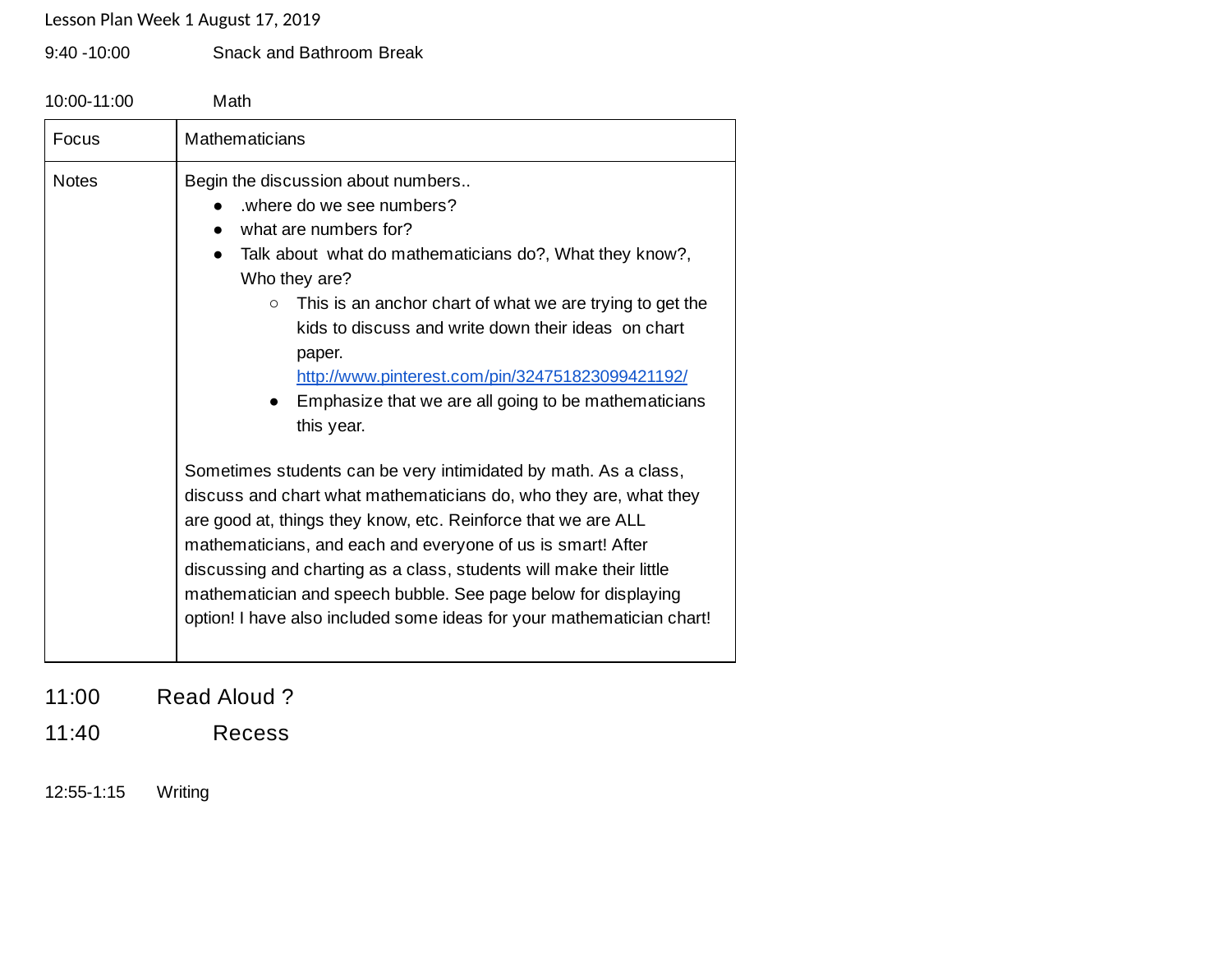Lesson Plan Week 1 August 17, 2019

9:40 -10:00 Snack and Bathroom Break

10:00-11:00 Math

| Focus | Mathematicians |
|---|---|
| Notes | Begin the discussion about numbers.. <br> • .where do we see numbers? <br> • what are numbers for? <br> • Talk about what do mathematicians do?, What they know?, Who they are? <br> ○ This is an anchor chart of what we are trying to get the kids to discuss and write down their ideas on chart paper. http://www.pinterest.com/pin/324751823099421192/ <br> • Emphasize that we are all going to be mathematicians this year. <br><br> Sometimes students can be very intimidated by math. As a class, discuss and chart what mathematicians do, who they are, what they are good at, things they know, etc. Reinforce that we are ALL mathematicians, and each and everyone of us is smart! After discussing and charting as a class, students will make their little mathematician and speech bubble. See page below for displaying option! I have also included some ideas for your mathematician chart! |

11:00 Read Aloud ?

11:40 Recess

12:55-1:15 Writing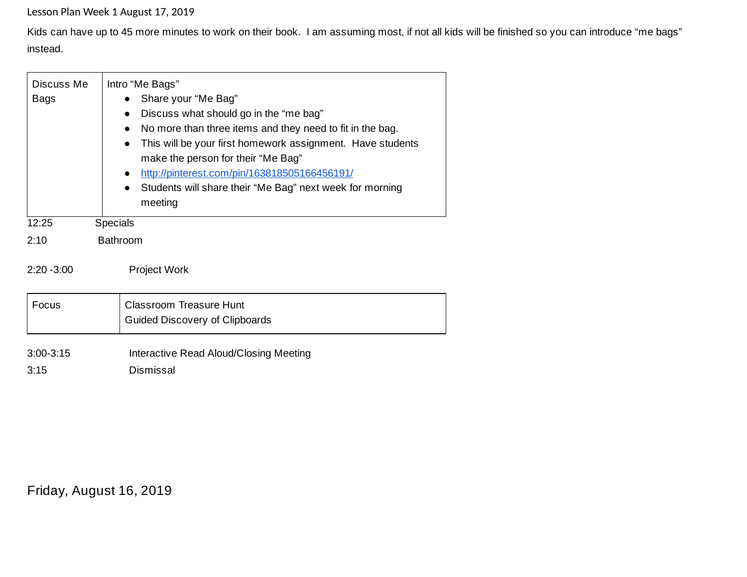Lesson Plan Week 1 August 17, 2019

Kids can have up to 45 more minutes to work on their book. I am assuming most, if not all kids will be finished so you can introduce "me bags" instead.

| Discuss Me Bags | Intro "Me Bags"<br>• Share your "Me Bag"<br>• Discuss what should go in the "me bag"<br>• No more than three items and they need to fit in the bag.<br>• This will be your first homework assignment. Have students make the person for their "Me Bag"<br>• http://pinterest.com/pin/163818505166456191/<br>• Students will share their "Me Bag" next week for morning meeting |
|---|---|

12:25 Specials

2:10 Bathroom

2:20 -3:00 Project Work

| Focus | Classroom Treasure Hunt<br>Guided Discovery of Clipboards |
|---|---|

3:00-3:15 Interactive Read Aloud/Closing Meeting

3:15 Dismissal

Friday, August 16, 2019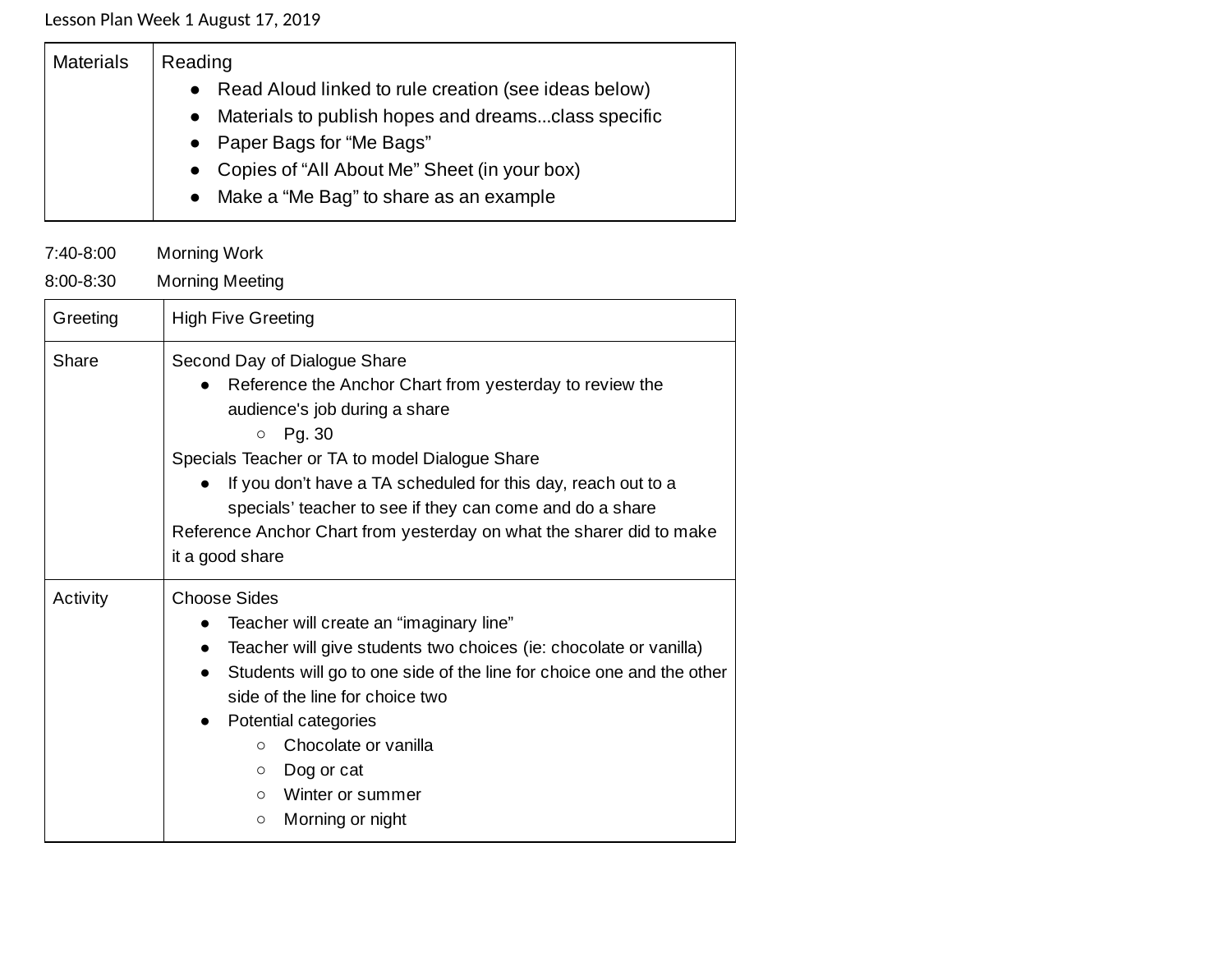Lesson Plan Week 1 August 17, 2019

| Materials | Reading<br>• Read Aloud linked to rule creation (see ideas below)<br>• Materials to publish hopes and dreams...class specific<br>• Paper Bags for "Me Bags"<br>• Copies of "All About Me" Sheet (in your box)<br>• Make a "Me Bag" to share as an example |
|---|---|

7:40-8:00 Morning Work

8:00-8:30 Morning Meeting

| Greeting | High Five Greeting |
|---|---|
| Share | Second Day of Dialogue Share<br>• Reference the Anchor Chart from yesterday to review the audience's job during a share<br>  ○ Pg. 30<br>Specials Teacher or TA to model Dialogue Share<br>• If you don't have a TA scheduled for this day, reach out to a specials' teacher to see if they can come and do a share<br>Reference Anchor Chart from yesterday on what the sharer did to make it a good share |
| Activity | Choose Sides<br>• Teacher will create an "imaginary line"<br>• Teacher will give students two choices (ie: chocolate or vanilla)<br>• Students will go to one side of the line for choice one and the other side of the line for choice two<br>• Potential categories<br>  ○ Chocolate or vanilla<br>  ○ Dog or cat<br>  ○ Winter or summer<br>  ○ Morning or night |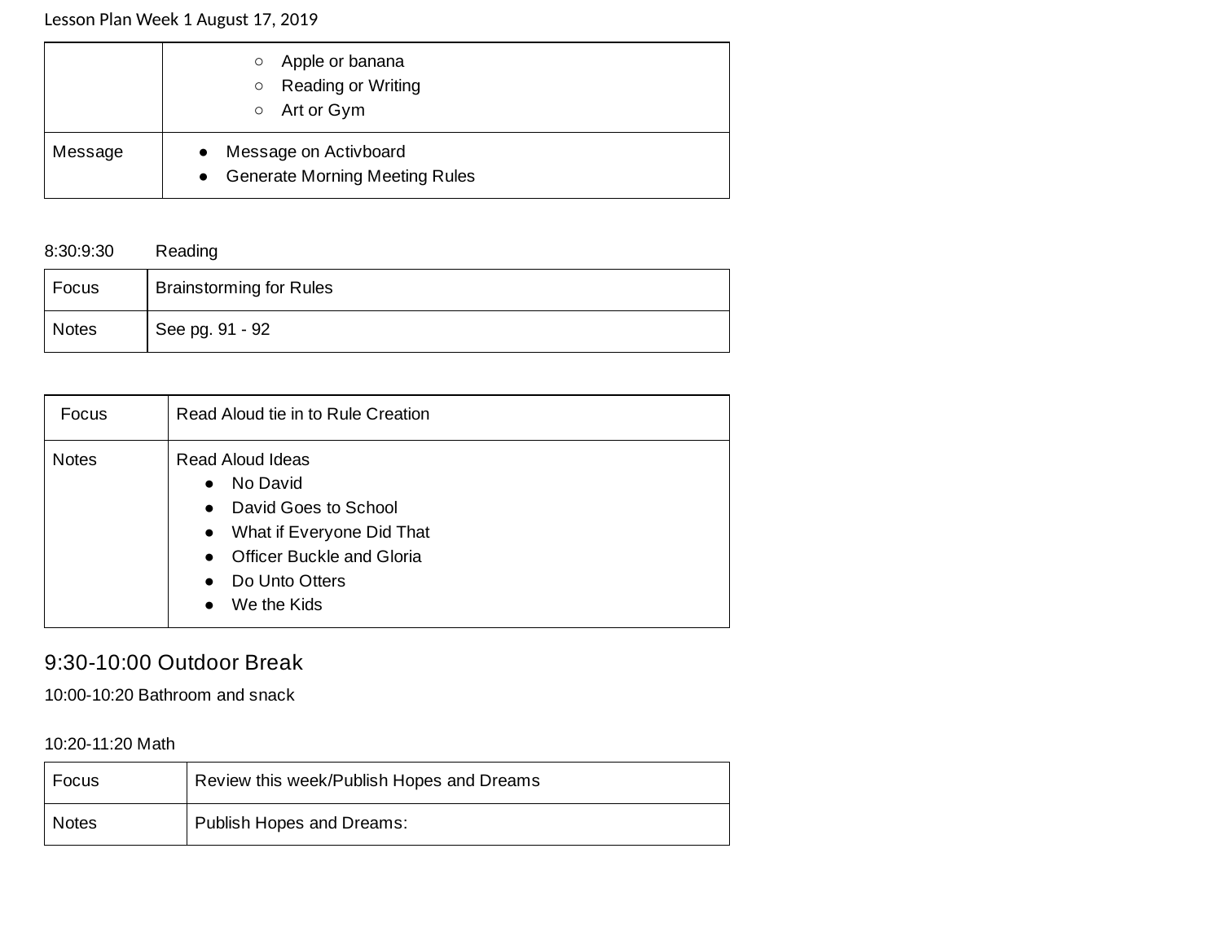Lesson Plan Week 1 August 17, 2019

| | |
|---|---|
| | ○ Apple or banana<br>○ Reading or Writing<br>○ Art or Gym |
| Message | • Message on Activboard<br>• Generate Morning Meeting Rules |

8:30:9:30 Reading

| | |
|---|---|
| Focus | Brainstorming for Rules |
| Notes | See pg. 91 - 92 |

| | |
|---|---|
| Focus | Read Aloud tie in to Rule Creation |
| Notes | Read Aloud Ideas<br>• No David<br>• David Goes to School<br>• What if Everyone Did That<br>• Officer Buckle and Gloria<br>• Do Unto Otters<br>• We the Kids |

## 9:30-10:00 Outdoor Break

10:00-10:20 Bathroom and snack

10:20-11:20 Math

| | |
|---|---|
| Focus | Review this week/Publish Hopes and Dreams |
| Notes | Publish Hopes and Dreams: |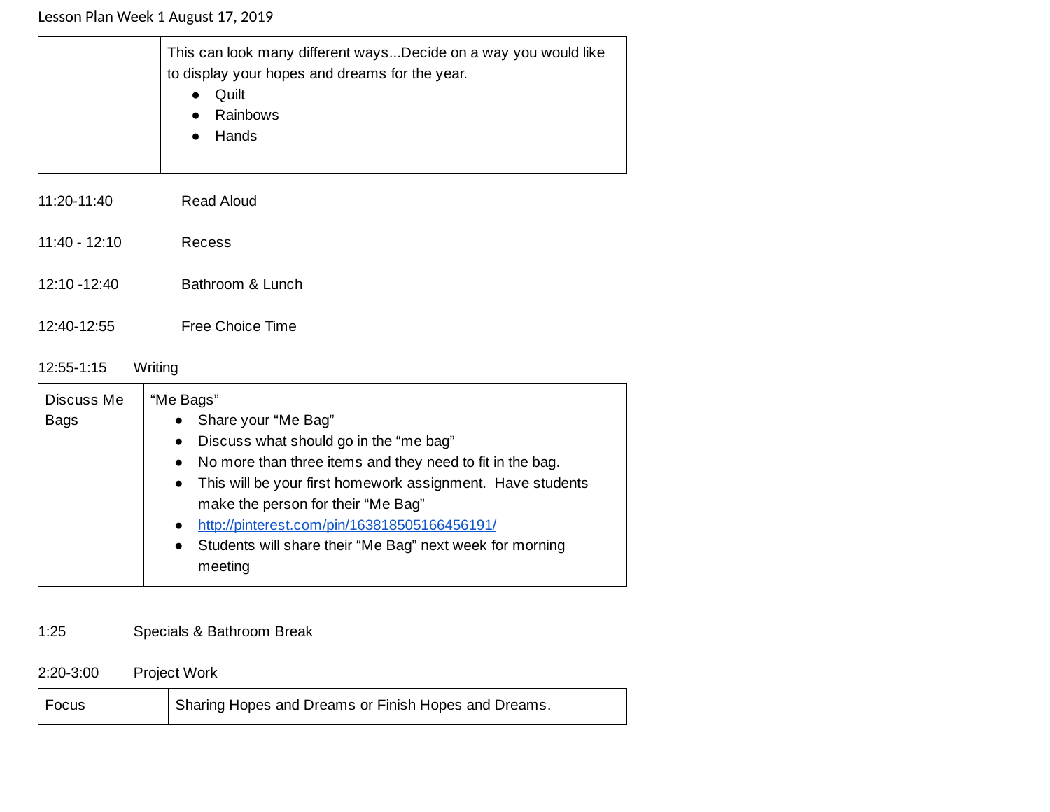Lesson Plan Week 1 August 17, 2019

| | This can look many different ways...Decide on a way you would like to display your hopes and dreams for the year.<br>• Quilt<br>• Rainbows<br>• Hands |
|---|---|

11:20-11:40 Read Aloud

11:40 - 12:10 Recess

12:10 -12:40 Bathroom & Lunch

12:40-12:55 Free Choice Time

12:55-1:15 Writing

| Discuss Me Bags | "Me Bags"<br>• Share your "Me Bag"<br>• Discuss what should go in the "me bag"<br>• No more than three items and they need to fit in the bag.<br>• This will be your first homework assignment. Have students make the person for their "Me Bag"<br>• http://pinterest.com/pin/163818505166456191/<br>• Students will share their "Me Bag" next week for morning meeting |
|---|---|

1:25 Specials & Bathroom Break

2:20-3:00 Project Work

| Focus | Sharing Hopes and Dreams or Finish Hopes and Dreams. |
|---|---|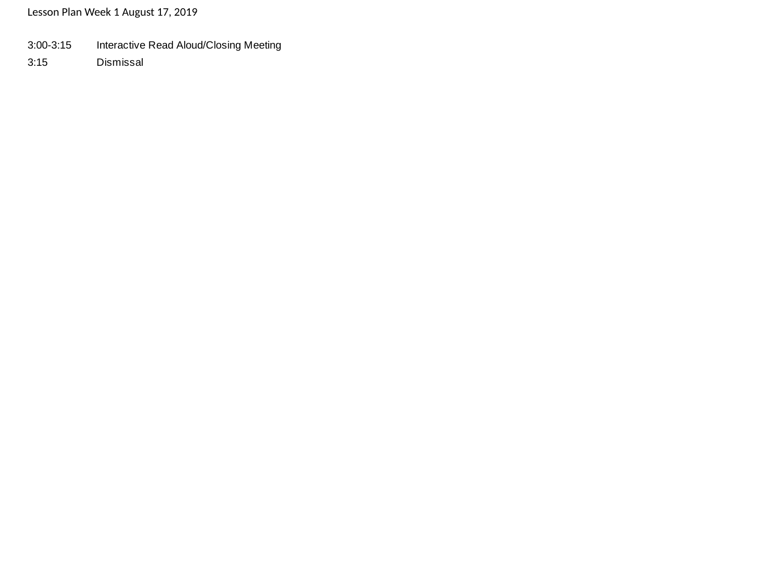| | |
|---|---|
| 3:00-3:15 | Interactive Read Aloud/Closing Meeting |
| 3:15 | Dismissal |